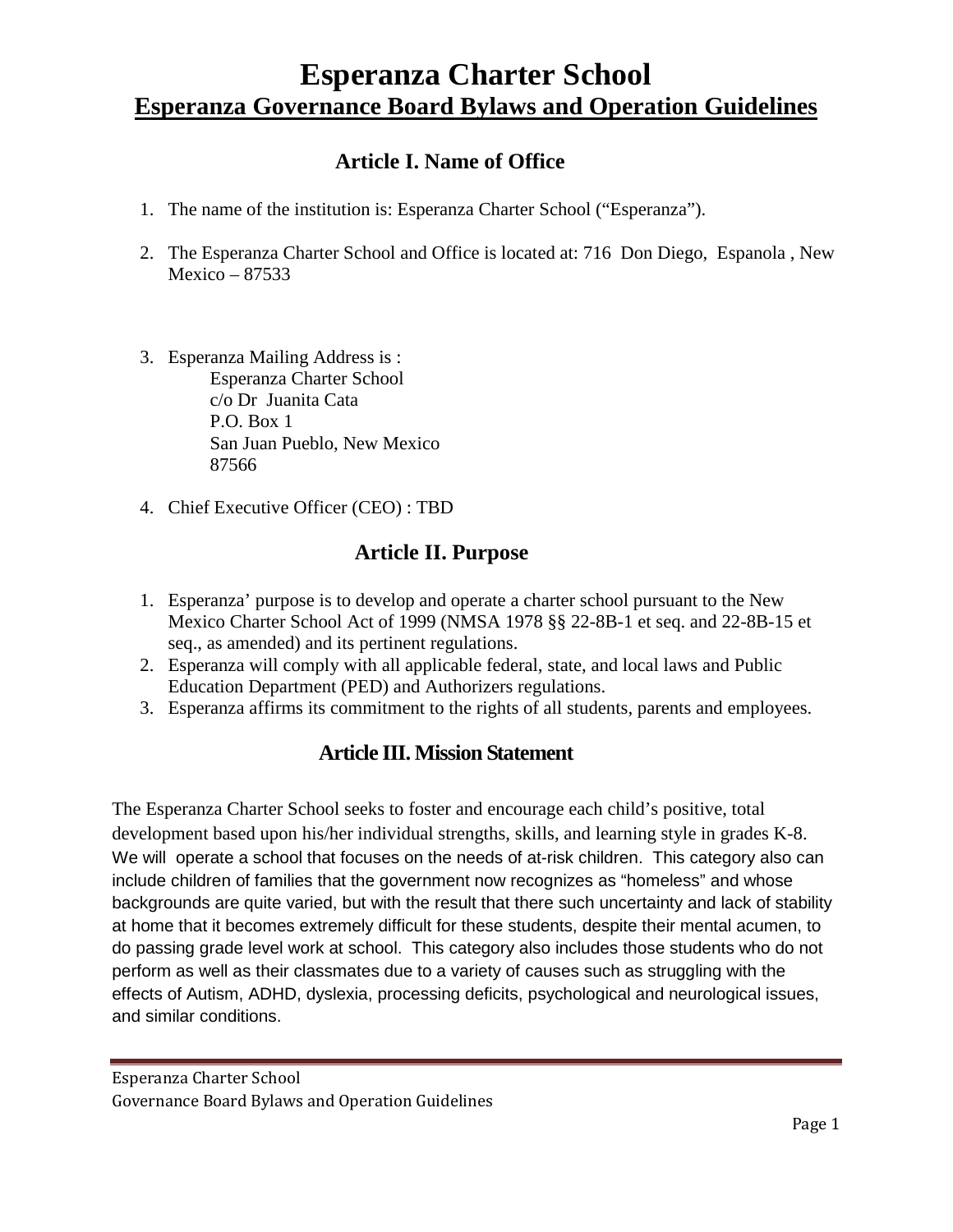# Esperanza Charter School

## Esperanza Governance Board Bylaws and Operation Guidelines

### Article I. Name of Office

1. The name of the institution is: Esperanza Charter School ("Esperanza").

2. The Esperanza Charter School and Office is located at: 716 Don Diego, Espanola , New Mexico – 87533

3. Esperanza Mailing Address is :
   Esperanza Charter School
   c/o Dr Juanita Cata
   P.O. Box 1
   San Juan Pueblo, New Mexico
   87566

4. Chief Executive Officer (CEO) : TBD

### Article II. Purpose

1. Esperanza' purpose is to develop and operate a charter school pursuant to the New Mexico Charter School Act of 1999 (NMSA 1978 §§ 22-8B-1 et seq. and 22-8B-15 et seq., as amended) and its pertinent regulations.
2. Esperanza will comply with all applicable federal, state, and local laws and Public Education Department (PED) and Authorizers regulations.
3. Esperanza affirms its commitment to the rights of all students, parents and employees.

### Article III. Mission Statement

The Esperanza Charter School seeks to foster and encourage each child's positive, total development based upon his/her individual strengths, skills, and learning style in grades K-8. We will operate a school that focuses on the needs of at-risk children. This category also can include children of families that the government now recognizes as "homeless" and whose backgrounds are quite varied, but with the result that there such uncertainty and lack of stability at home that it becomes extremely difficult for these students, despite their mental acumen, to do passing grade level work at school. This category also includes those students who do not perform as well as their classmates due to a variety of causes such as struggling with the effects of Autism, ADHD, dyslexia, processing deficits, psychological and neurological issues, and similar conditions.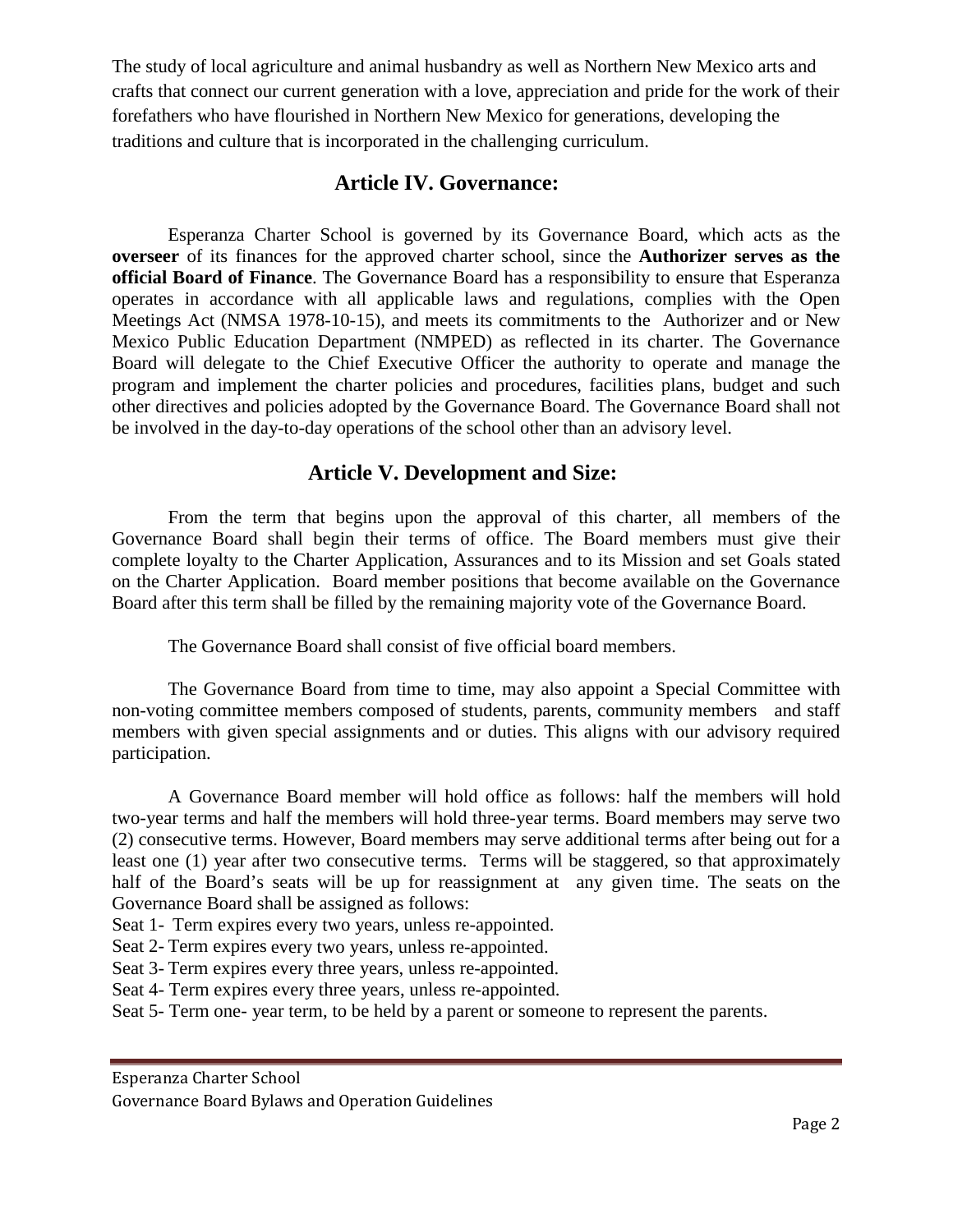The study of local agriculture and animal husbandry as well as Northern New Mexico arts and crafts that connect our current generation with a love, appreciation and pride for the work of their forefathers who have flourished in Northern New Mexico for generations, developing the traditions and culture that is incorporated in the challenging curriculum.

## Article IV. Governance:

Esperanza Charter School is governed by its Governance Board, which acts as the **overseer** of its finances for the approved charter school, since the **Authorizer serves as the official Board of Finance**. The Governance Board has a responsibility to ensure that Esperanza operates in accordance with all applicable laws and regulations, complies with the Open Meetings Act (NMSA 1978-10-15), and meets its commitments to the Authorizer and or New Mexico Public Education Department (NMPED) as reflected in its charter. The Governance Board will delegate to the Chief Executive Officer the authority to operate and manage the program and implement the charter policies and procedures, facilities plans, budget and such other directives and policies adopted by the Governance Board. The Governance Board shall not be involved in the day-to-day operations of the school other than an advisory level.

## Article V. Development and Size:

From the term that begins upon the approval of this charter, all members of the Governance Board shall begin their terms of office. The Board members must give their complete loyalty to the Charter Application, Assurances and to its Mission and set Goals stated on the Charter Application. Board member positions that become available on the Governance Board after this term shall be filled by the remaining majority vote of the Governance Board.

The Governance Board shall consist of five official board members.

The Governance Board from time to time, may also appoint a Special Committee with non-voting committee members composed of students, parents, community members and staff members with given special assignments and or duties. This aligns with our advisory required participation.

A Governance Board member will hold office as follows: half the members will hold two-year terms and half the members will hold three-year terms. Board members may serve two (2) consecutive terms. However, Board members may serve additional terms after being out for a least one (1) year after two consecutive terms. Terms will be staggered, so that approximately half of the Board's seats will be up for reassignment at any given time. The seats on the Governance Board shall be assigned as follows:

Seat 1- Term expires every two years, unless re-appointed.
Seat 2- Term expires every two years, unless re-appointed.
Seat 3- Term expires every three years, unless re-appointed.
Seat 4- Term expires every three years, unless re-appointed.
Seat 5- Term one- year term, to be held by a parent or someone to represent the parents.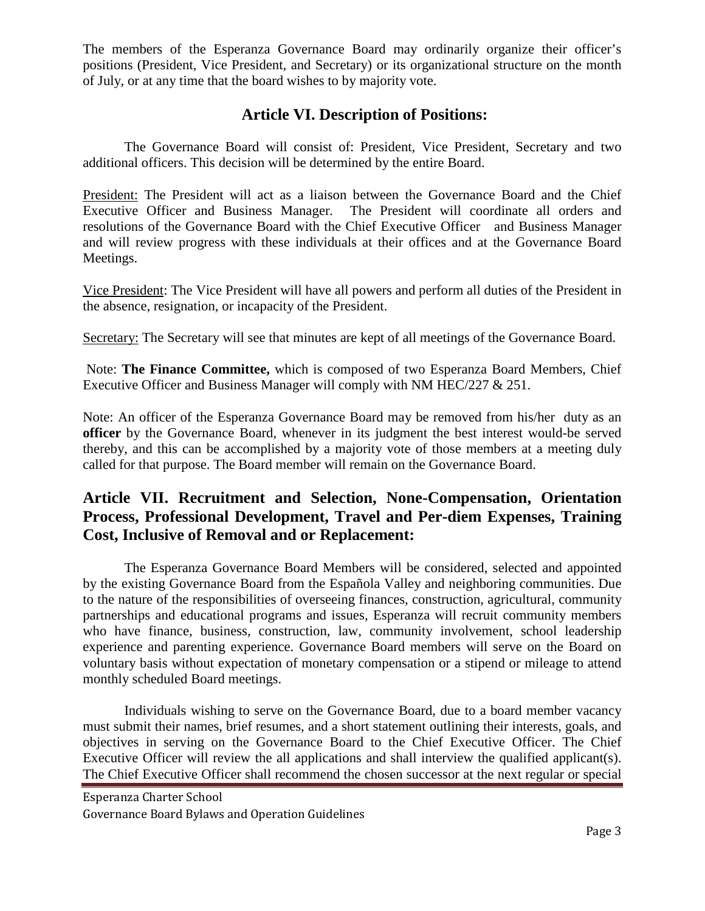The members of the Esperanza Governance Board may ordinarily organize their officer's positions (President, Vice President, and Secretary) or its organizational structure on the month of July, or at any time that the board wishes to by majority vote.

## Article VI. Description of Positions:

The Governance Board will consist of: President, Vice President, Secretary and two additional officers. This decision will be determined by the entire Board.

President: The President will act as a liaison between the Governance Board and the Chief Executive Officer and Business Manager. The President will coordinate all orders and resolutions of the Governance Board with the Chief Executive Officer and Business Manager and will review progress with these individuals at their offices and at the Governance Board Meetings.

Vice President: The Vice President will have all powers and perform all duties of the President in the absence, resignation, or incapacity of the President.

Secretary: The Secretary will see that minutes are kept of all meetings of the Governance Board.

Note: **The Finance Committee,** which is composed of two Esperanza Board Members, Chief Executive Officer and Business Manager will comply with NM HEC/227 & 251.

Note: An officer of the Esperanza Governance Board may be removed from his/her duty as an **officer** by the Governance Board, whenever in its judgment the best interest would-be served thereby, and this can be accomplished by a majority vote of those members at a meeting duly called for that purpose. The Board member will remain on the Governance Board.

## Article VII. Recruitment and Selection, None-Compensation, Orientation Process, Professional Development, Travel and Per-diem Expenses, Training Cost, Inclusive of Removal and or Replacement:

The Esperanza Governance Board Members will be considered, selected and appointed by the existing Governance Board from the Española Valley and neighboring communities. Due to the nature of the responsibilities of overseeing finances, construction, agricultural, community partnerships and educational programs and issues, Esperanza will recruit community members who have finance, business, construction, law, community involvement, school leadership experience and parenting experience. Governance Board members will serve on the Board on voluntary basis without expectation of monetary compensation or a stipend or mileage to attend monthly scheduled Board meetings.

Individuals wishing to serve on the Governance Board, due to a board member vacancy must submit their names, brief resumes, and a short statement outlining their interests, goals, and objectives in serving on the Governance Board to the Chief Executive Officer. The Chief Executive Officer will review the all applications and shall interview the qualified applicant(s). The Chief Executive Officer shall recommend the chosen successor at the next regular or special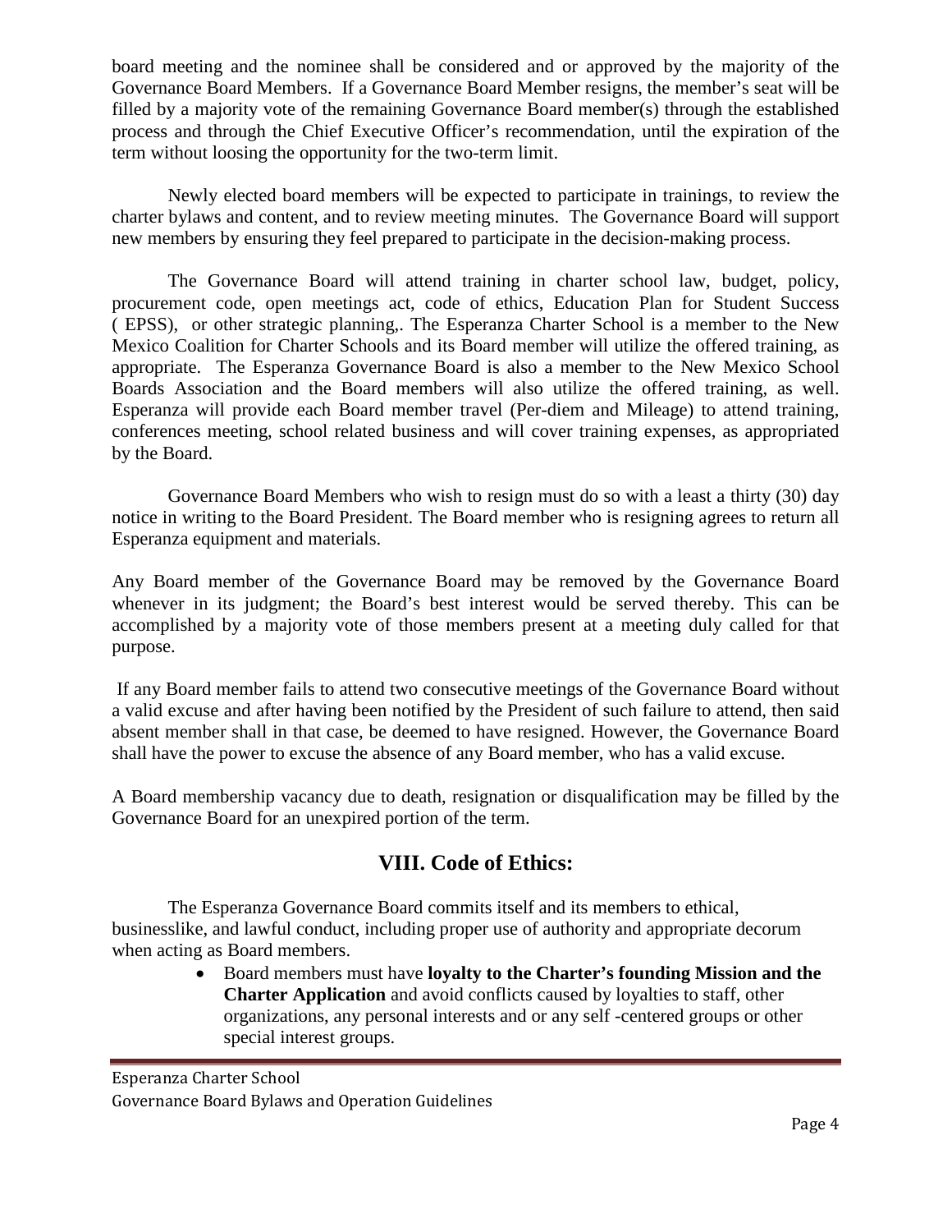board meeting and the nominee shall be considered and or approved by the majority of the Governance Board Members. If a Governance Board Member resigns, the member's seat will be filled by a majority vote of the remaining Governance Board member(s) through the established process and through the Chief Executive Officer's recommendation, until the expiration of the term without loosing the opportunity for the two-term limit.

Newly elected board members will be expected to participate in trainings, to review the charter bylaws and content, and to review meeting minutes. The Governance Board will support new members by ensuring they feel prepared to participate in the decision-making process.

The Governance Board will attend training in charter school law, budget, policy, procurement code, open meetings act, code of ethics, Education Plan for Student Success ( EPSS), or other strategic planning,. The Esperanza Charter School is a member to the New Mexico Coalition for Charter Schools and its Board member will utilize the offered training, as appropriate. The Esperanza Governance Board is also a member to the New Mexico School Boards Association and the Board members will also utilize the offered training, as well. Esperanza will provide each Board member travel (Per-diem and Mileage) to attend training, conferences meeting, school related business and will cover training expenses, as appropriated by the Board.

Governance Board Members who wish to resign must do so with a least a thirty (30) day notice in writing to the Board President. The Board member who is resigning agrees to return all Esperanza equipment and materials.

Any Board member of the Governance Board may be removed by the Governance Board whenever in its judgment; the Board's best interest would be served thereby. This can be accomplished by a majority vote of those members present at a meeting duly called for that purpose.

If any Board member fails to attend two consecutive meetings of the Governance Board without a valid excuse and after having been notified by the President of such failure to attend, then said absent member shall in that case, be deemed to have resigned. However, the Governance Board shall have the power to excuse the absence of any Board member, who has a valid excuse.

A Board membership vacancy due to death, resignation or disqualification may be filled by the Governance Board for an unexpired portion of the term.

## VIII. Code of Ethics:

The Esperanza Governance Board commits itself and its members to ethical, businesslike, and lawful conduct, including proper use of authority and appropriate decorum when acting as Board members.

- Board members must have **loyalty to the Charter's founding Mission and the Charter Application** and avoid conflicts caused by loyalties to staff, other organizations, any personal interests and or any self -centered groups or other special interest groups.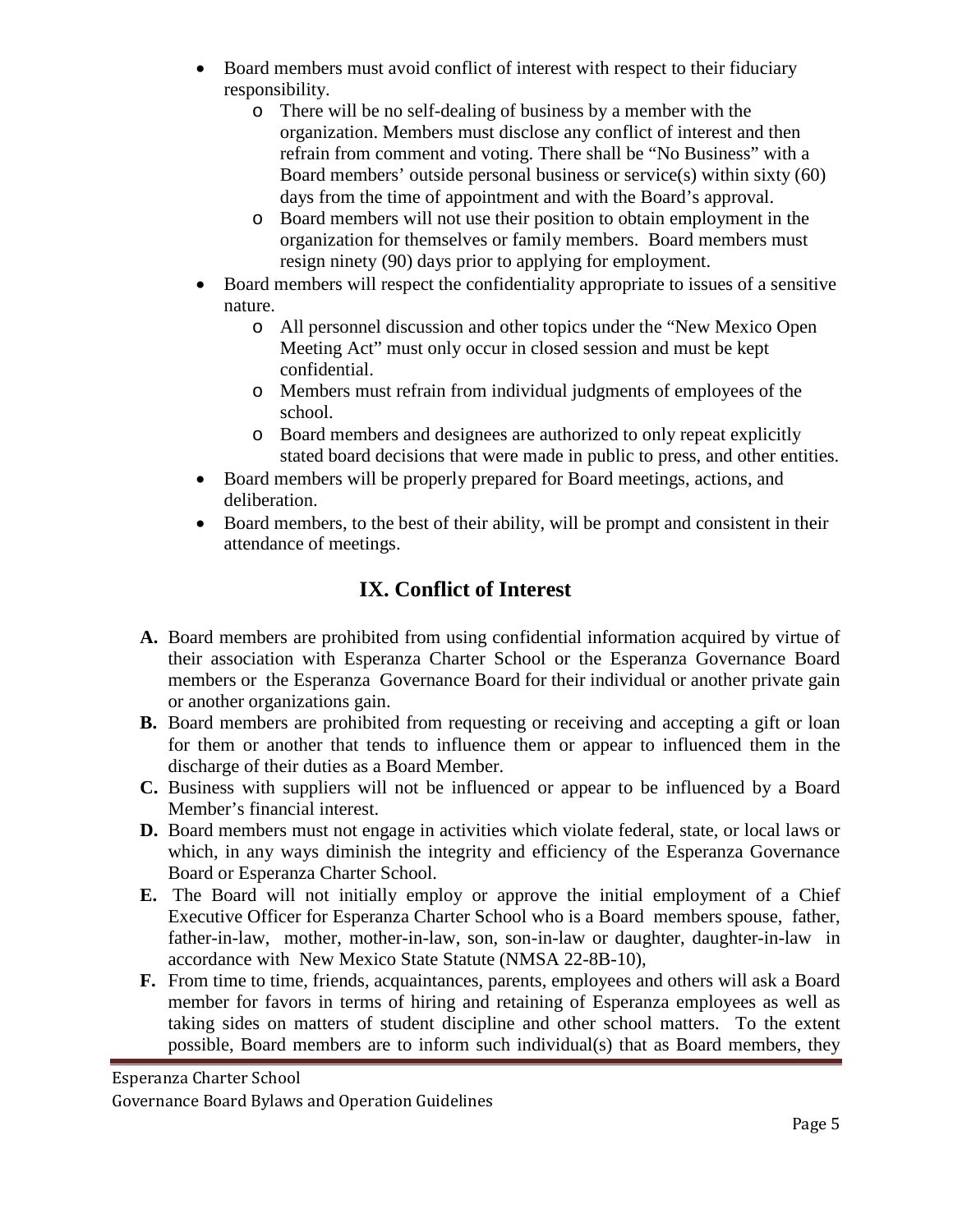- Board members must avoid conflict of interest with respect to their fiduciary responsibility.
  - There will be no self-dealing of business by a member with the organization. Members must disclose any conflict of interest and then refrain from comment and voting. There shall be "No Business" with a Board members' outside personal business or service(s) within sixty (60) days from the time of appointment and with the Board's approval.
  - Board members will not use their position to obtain employment in the organization for themselves or family members. Board members must resign ninety (90) days prior to applying for employment.
- Board members will respect the confidentiality appropriate to issues of a sensitive nature.
  - All personnel discussion and other topics under the "New Mexico Open Meeting Act" must only occur in closed session and must be kept confidential.
  - Members must refrain from individual judgments of employees of the school.
  - Board members and designees are authorized to only repeat explicitly stated board decisions that were made in public to press, and other entities.
- Board members will be properly prepared for Board meetings, actions, and deliberation.
- Board members, to the best of their ability, will be prompt and consistent in their attendance of meetings.

## IX. Conflict of Interest

**A.** Board members are prohibited from using confidential information acquired by virtue of their association with Esperanza Charter School or the Esperanza Governance Board members or the Esperanza Governance Board for their individual or another private gain or another organizations gain.

**B.** Board members are prohibited from requesting or receiving and accepting a gift or loan for them or another that tends to influence them or appear to influenced them in the discharge of their duties as a Board Member.

**C.** Business with suppliers will not be influenced or appear to be influenced by a Board Member's financial interest.

**D.** Board members must not engage in activities which violate federal, state, or local laws or which, in any ways diminish the integrity and efficiency of the Esperanza Governance Board or Esperanza Charter School.

**E.** The Board will not initially employ or approve the initial employment of a Chief Executive Officer for Esperanza Charter School who is a Board members spouse, father, father-in-law, mother, mother-in-law, son, son-in-law or daughter, daughter-in-law in accordance with New Mexico State Statute (NMSA 22-8B-10),

**F.** From time to time, friends, acquaintances, parents, employees and others will ask a Board member for favors in terms of hiring and retaining of Esperanza employees as well as taking sides on matters of student discipline and other school matters. To the extent possible, Board members are to inform such individual(s) that as Board members, they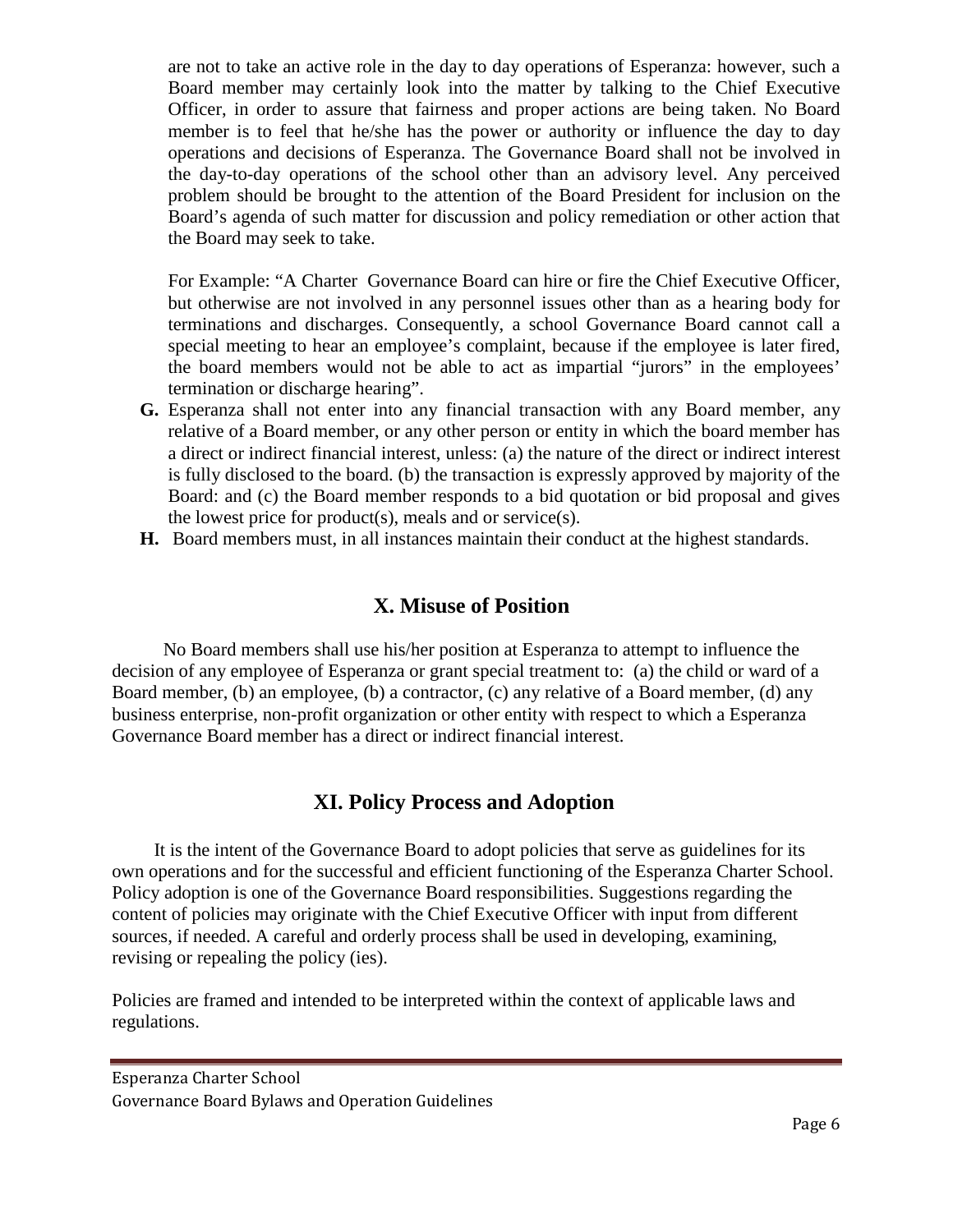are not to take an active role in the day to day operations of Esperanza: however, such a Board member may certainly look into the matter by talking to the Chief Executive Officer, in order to assure that fairness and proper actions are being taken. No Board member is to feel that he/she has the power or authority or influence the day to day operations and decisions of Esperanza. The Governance Board shall not be involved in the day-to-day operations of the school other than an advisory level. Any perceived problem should be brought to the attention of the Board President for inclusion on the Board's agenda of such matter for discussion and policy remediation or other action that the Board may seek to take.

For Example: "A Charter Governance Board can hire or fire the Chief Executive Officer, but otherwise are not involved in any personnel issues other than as a hearing body for terminations and discharges. Consequently, a school Governance Board cannot call a special meeting to hear an employee's complaint, because if the employee is later fired, the board members would not be able to act as impartial "jurors" in the employees' termination or discharge hearing".

**G.** Esperanza shall not enter into any financial transaction with any Board member, any relative of a Board member, or any other person or entity in which the board member has a direct or indirect financial interest, unless: (a) the nature of the direct or indirect interest is fully disclosed to the board. (b) the transaction is expressly approved by majority of the Board: and (c) the Board member responds to a bid quotation or bid proposal and gives the lowest price for product(s), meals and or service(s).

**H.** Board members must, in all instances maintain their conduct at the highest standards.

## X. Misuse of Position

No Board members shall use his/her position at Esperanza to attempt to influence the decision of any employee of Esperanza or grant special treatment to: (a) the child or ward of a Board member, (b) an employee, (b) a contractor, (c) any relative of a Board member, (d) any business enterprise, non-profit organization or other entity with respect to which a Esperanza Governance Board member has a direct or indirect financial interest.

## XI. Policy Process and Adoption

It is the intent of the Governance Board to adopt policies that serve as guidelines for its own operations and for the successful and efficient functioning of the Esperanza Charter School. Policy adoption is one of the Governance Board responsibilities. Suggestions regarding the content of policies may originate with the Chief Executive Officer with input from different sources, if needed. A careful and orderly process shall be used in developing, examining, revising or repealing the policy (ies).

Policies are framed and intended to be interpreted within the context of applicable laws and regulations.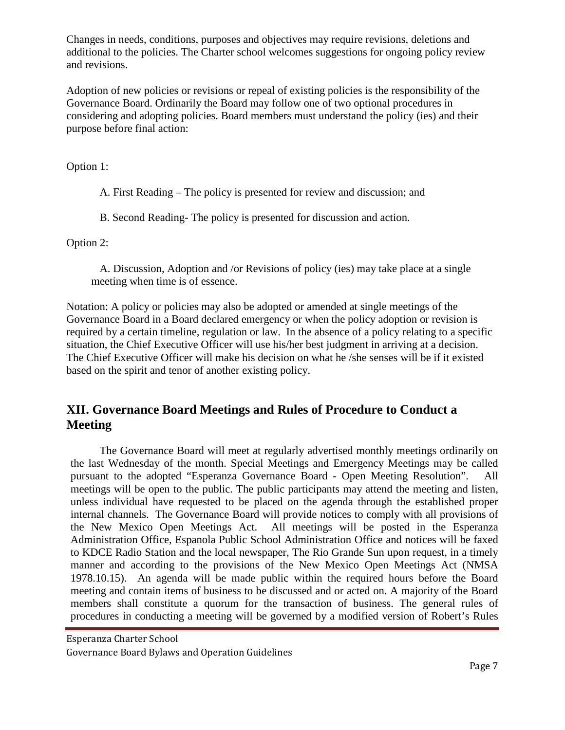Changes in needs, conditions, purposes and objectives may require revisions, deletions and additional to the policies. The Charter school welcomes suggestions for ongoing policy review and revisions.

Adoption of new policies or revisions or repeal of existing policies is the responsibility of the Governance Board. Ordinarily the Board may follow one of two optional procedures in considering and adopting policies. Board members must understand the policy (ies) and their purpose before final action:

Option 1:

A. First Reading – The policy is presented for review and discussion; and

B. Second Reading- The policy is presented for discussion and action.

Option 2:

A. Discussion, Adoption and /or Revisions of policy (ies) may take place at a single meeting when time is of essence.

Notation: A policy or policies may also be adopted or amended at single meetings of the Governance Board in a Board declared emergency or when the policy adoption or revision is required by a certain timeline, regulation or law. In the absence of a policy relating to a specific situation, the Chief Executive Officer will use his/her best judgment in arriving at a decision. The Chief Executive Officer will make his decision on what he /she senses will be if it existed based on the spirit and tenor of another existing policy.

## XII. Governance Board Meetings and Rules of Procedure to Conduct a Meeting

The Governance Board will meet at regularly advertised monthly meetings ordinarily on the last Wednesday of the month. Special Meetings and Emergency Meetings may be called pursuant to the adopted "Esperanza Governance Board - Open Meeting Resolution". All meetings will be open to the public. The public participants may attend the meeting and listen, unless individual have requested to be placed on the agenda through the established proper internal channels. The Governance Board will provide notices to comply with all provisions of the New Mexico Open Meetings Act. All meetings will be posted in the Esperanza Administration Office, Espanola Public School Administration Office and notices will be faxed to KDCE Radio Station and the local newspaper, The Rio Grande Sun upon request, in a timely manner and according to the provisions of the New Mexico Open Meetings Act (NMSA 1978.10.15). An agenda will be made public within the required hours before the Board meeting and contain items of business to be discussed and or acted on. A majority of the Board members shall constitute a quorum for the transaction of business. The general rules of procedures in conducting a meeting will be governed by a modified version of Robert's Rules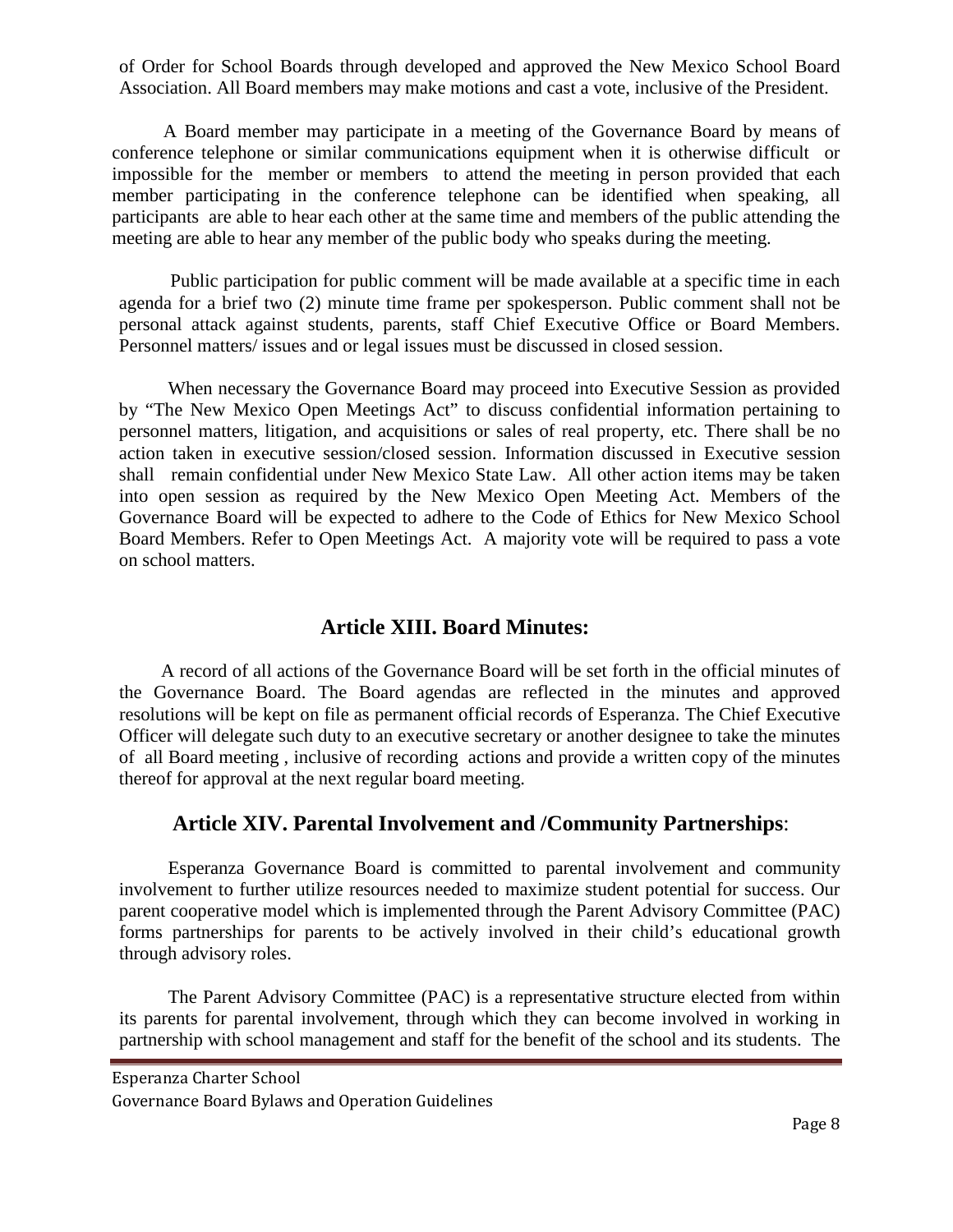of Order for School Boards through developed and approved the New Mexico School Board Association. All Board members may make motions and cast a vote, inclusive of the President.

A Board member may participate in a meeting of the Governance Board by means of conference telephone or similar communications equipment when it is otherwise difficult or impossible for the member or members to attend the meeting in person provided that each member participating in the conference telephone can be identified when speaking, all participants are able to hear each other at the same time and members of the public attending the meeting are able to hear any member of the public body who speaks during the meeting.

Public participation for public comment will be made available at a specific time in each agenda for a brief two (2) minute time frame per spokesperson. Public comment shall not be personal attack against students, parents, staff Chief Executive Office or Board Members. Personnel matters/ issues and or legal issues must be discussed in closed session.

When necessary the Governance Board may proceed into Executive Session as provided by "The New Mexico Open Meetings Act" to discuss confidential information pertaining to personnel matters, litigation, and acquisitions or sales of real property, etc. There shall be no action taken in executive session/closed session. Information discussed in Executive session shall remain confidential under New Mexico State Law. All other action items may be taken into open session as required by the New Mexico Open Meeting Act. Members of the Governance Board will be expected to adhere to the Code of Ethics for New Mexico School Board Members. Refer to Open Meetings Act. A majority vote will be required to pass a vote on school matters.

## Article XIII. Board Minutes:

A record of all actions of the Governance Board will be set forth in the official minutes of the Governance Board. The Board agendas are reflected in the minutes and approved resolutions will be kept on file as permanent official records of Esperanza. The Chief Executive Officer will delegate such duty to an executive secretary or another designee to take the minutes of all Board meeting , inclusive of recording actions and provide a written copy of the minutes thereof for approval at the next regular board meeting.

## Article XIV. Parental Involvement and /Community Partnerships:

Esperanza Governance Board is committed to parental involvement and community involvement to further utilize resources needed to maximize student potential for success. Our parent cooperative model which is implemented through the Parent Advisory Committee (PAC) forms partnerships for parents to be actively involved in their child's educational growth through advisory roles.

The Parent Advisory Committee (PAC) is a representative structure elected from within its parents for parental involvement, through which they can become involved in working in partnership with school management and staff for the benefit of the school and its students. The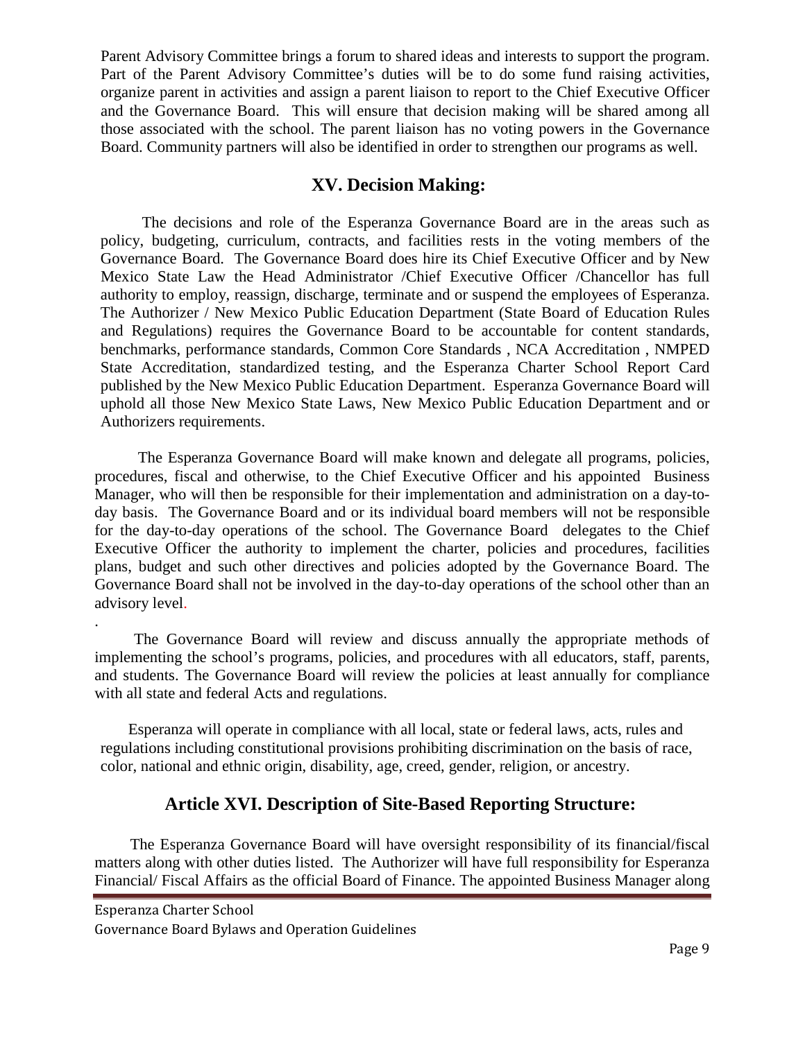Parent Advisory Committee brings a forum to shared ideas and interests to support the program. Part of the Parent Advisory Committee's duties will be to do some fund raising activities, organize parent in activities and assign a parent liaison to report to the Chief Executive Officer and the Governance Board. This will ensure that decision making will be shared among all those associated with the school. The parent liaison has no voting powers in the Governance Board. Community partners will also be identified in order to strengthen our programs as well.

## XV. Decision Making:

The decisions and role of the Esperanza Governance Board are in the areas such as policy, budgeting, curriculum, contracts, and facilities rests in the voting members of the Governance Board. The Governance Board does hire its Chief Executive Officer and by New Mexico State Law the Head Administrator /Chief Executive Officer /Chancellor has full authority to employ, reassign, discharge, terminate and or suspend the employees of Esperanza. The Authorizer / New Mexico Public Education Department (State Board of Education Rules and Regulations) requires the Governance Board to be accountable for content standards, benchmarks, performance standards, Common Core Standards , NCA Accreditation , NMPED State Accreditation, standardized testing, and the Esperanza Charter School Report Card published by the New Mexico Public Education Department. Esperanza Governance Board will uphold all those New Mexico State Laws, New Mexico Public Education Department and or Authorizers requirements.

The Esperanza Governance Board will make known and delegate all programs, policies, procedures, fiscal and otherwise, to the Chief Executive Officer and his appointed Business Manager, who will then be responsible for their implementation and administration on a day-to-day basis. The Governance Board and or its individual board members will not be responsible for the day-to-day operations of the school. The Governance Board delegates to the Chief Executive Officer the authority to implement the charter, policies and procedures, facilities plans, budget and such other directives and policies adopted by the Governance Board. The Governance Board shall not be involved in the day-to-day operations of the school other than an advisory level.

The Governance Board will review and discuss annually the appropriate methods of implementing the school's programs, policies, and procedures with all educators, staff, parents, and students. The Governance Board will review the policies at least annually for compliance with all state and federal Acts and regulations.

Esperanza will operate in compliance with all local, state or federal laws, acts, rules and regulations including constitutional provisions prohibiting discrimination on the basis of race, color, national and ethnic origin, disability, age, creed, gender, religion, or ancestry.

## Article XVI. Description of Site-Based Reporting Structure:

The Esperanza Governance Board will have oversight responsibility of its financial/fiscal matters along with other duties listed. The Authorizer will have full responsibility for Esperanza Financial/ Fiscal Affairs as the official Board of Finance. The appointed Business Manager along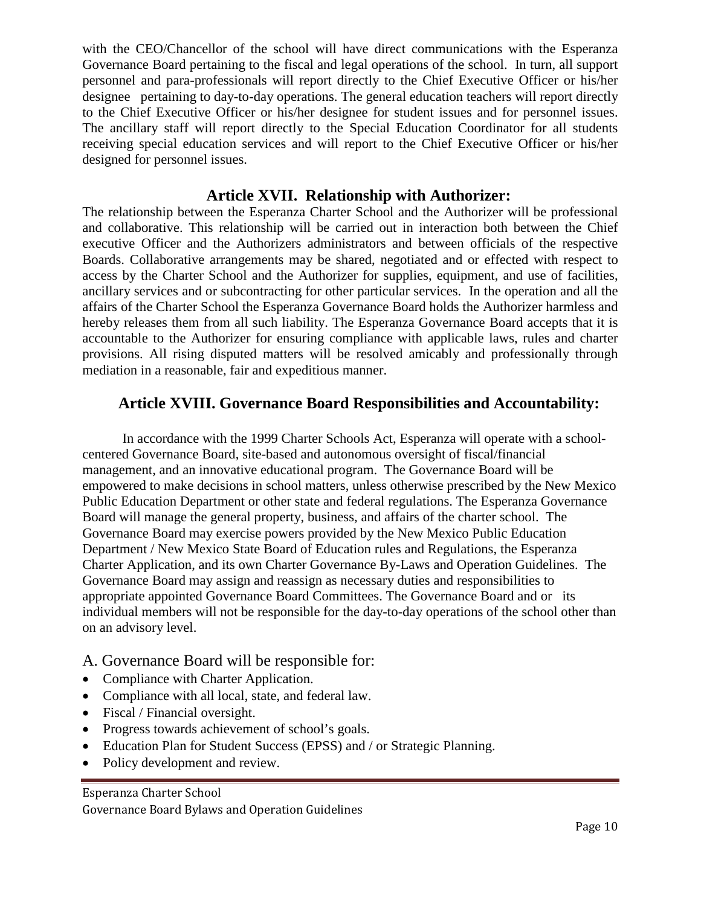with the CEO/Chancellor of the school will have direct communications with the Esperanza Governance Board pertaining to the fiscal and legal operations of the school. In turn, all support personnel and para-professionals will report directly to the Chief Executive Officer or his/her designee pertaining to day-to-day operations. The general education teachers will report directly to the Chief Executive Officer or his/her designee for student issues and for personnel issues. The ancillary staff will report directly to the Special Education Coordinator for all students receiving special education services and will report to the Chief Executive Officer or his/her designed for personnel issues.

## Article XVII. Relationship with Authorizer:

The relationship between the Esperanza Charter School and the Authorizer will be professional and collaborative. This relationship will be carried out in interaction both between the Chief executive Officer and the Authorizers administrators and between officials of the respective Boards. Collaborative arrangements may be shared, negotiated and or effected with respect to access by the Charter School and the Authorizer for supplies, equipment, and use of facilities, ancillary services and or subcontracting for other particular services. In the operation and all the affairs of the Charter School the Esperanza Governance Board holds the Authorizer harmless and hereby releases them from all such liability. The Esperanza Governance Board accepts that it is accountable to the Authorizer for ensuring compliance with applicable laws, rules and charter provisions. All rising disputed matters will be resolved amicably and professionally through mediation in a reasonable, fair and expeditious manner.

## Article XVIII. Governance Board Responsibilities and Accountability:

In accordance with the 1999 Charter Schools Act, Esperanza will operate with a school-centered Governance Board, site-based and autonomous oversight of fiscal/financial management, and an innovative educational program. The Governance Board will be empowered to make decisions in school matters, unless otherwise prescribed by the New Mexico Public Education Department or other state and federal regulations. The Esperanza Governance Board will manage the general property, business, and affairs of the charter school. The Governance Board may exercise powers provided by the New Mexico Public Education Department / New Mexico State Board of Education rules and Regulations, the Esperanza Charter Application, and its own Charter Governance By-Laws and Operation Guidelines. The Governance Board may assign and reassign as necessary duties and responsibilities to appropriate appointed Governance Board Committees. The Governance Board and or its individual members will not be responsible for the day-to-day operations of the school other than on an advisory level.

### A. Governance Board will be responsible for:

- Compliance with Charter Application.
- Compliance with all local, state, and federal law.
- Fiscal / Financial oversight.
- Progress towards achievement of school's goals.
- Education Plan for Student Success (EPSS) and / or Strategic Planning.
- Policy development and review.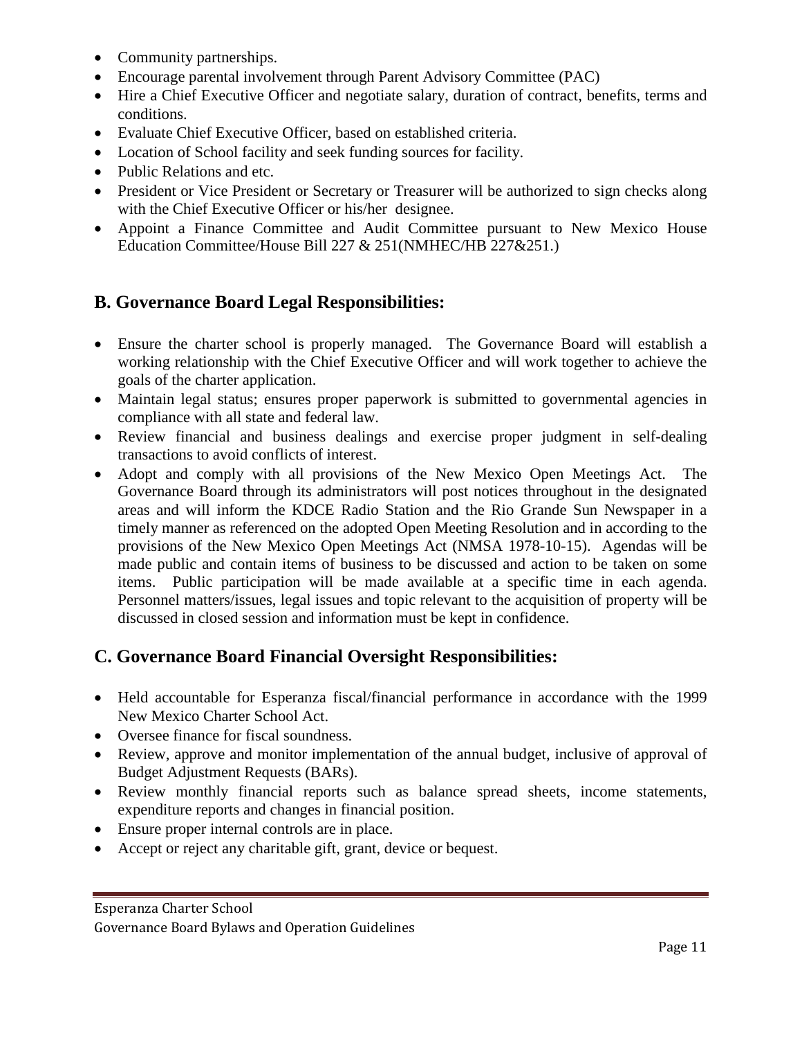- Community partnerships.
- Encourage parental involvement through Parent Advisory Committee (PAC)
- Hire a Chief Executive Officer and negotiate salary, duration of contract, benefits, terms and conditions.
- Evaluate Chief Executive Officer, based on established criteria.
- Location of School facility and seek funding sources for facility.
- Public Relations and etc.
- President or Vice President or Secretary or Treasurer will be authorized to sign checks along with the Chief Executive Officer or his/her designee.
- Appoint a Finance Committee and Audit Committee pursuant to New Mexico House Education Committee/House Bill 227 & 251(NMHEC/HB 227&251.)

## B. Governance Board Legal Responsibilities:

- Ensure the charter school is properly managed. The Governance Board will establish a working relationship with the Chief Executive Officer and will work together to achieve the goals of the charter application.
- Maintain legal status; ensures proper paperwork is submitted to governmental agencies in compliance with all state and federal law.
- Review financial and business dealings and exercise proper judgment in self-dealing transactions to avoid conflicts of interest.
- Adopt and comply with all provisions of the New Mexico Open Meetings Act. The Governance Board through its administrators will post notices throughout in the designated areas and will inform the KDCE Radio Station and the Rio Grande Sun Newspaper in a timely manner as referenced on the adopted Open Meeting Resolution and in according to the provisions of the New Mexico Open Meetings Act (NMSA 1978-10-15). Agendas will be made public and contain items of business to be discussed and action to be taken on some items. Public participation will be made available at a specific time in each agenda. Personnel matters/issues, legal issues and topic relevant to the acquisition of property will be discussed in closed session and information must be kept in confidence.

## C. Governance Board Financial Oversight Responsibilities:

- Held accountable for Esperanza fiscal/financial performance in accordance with the 1999 New Mexico Charter School Act.
- Oversee finance for fiscal soundness.
- Review, approve and monitor implementation of the annual budget, inclusive of approval of Budget Adjustment Requests (BARs).
- Review monthly financial reports such as balance spread sheets, income statements, expenditure reports and changes in financial position.
- Ensure proper internal controls are in place.
- Accept or reject any charitable gift, grant, device or bequest.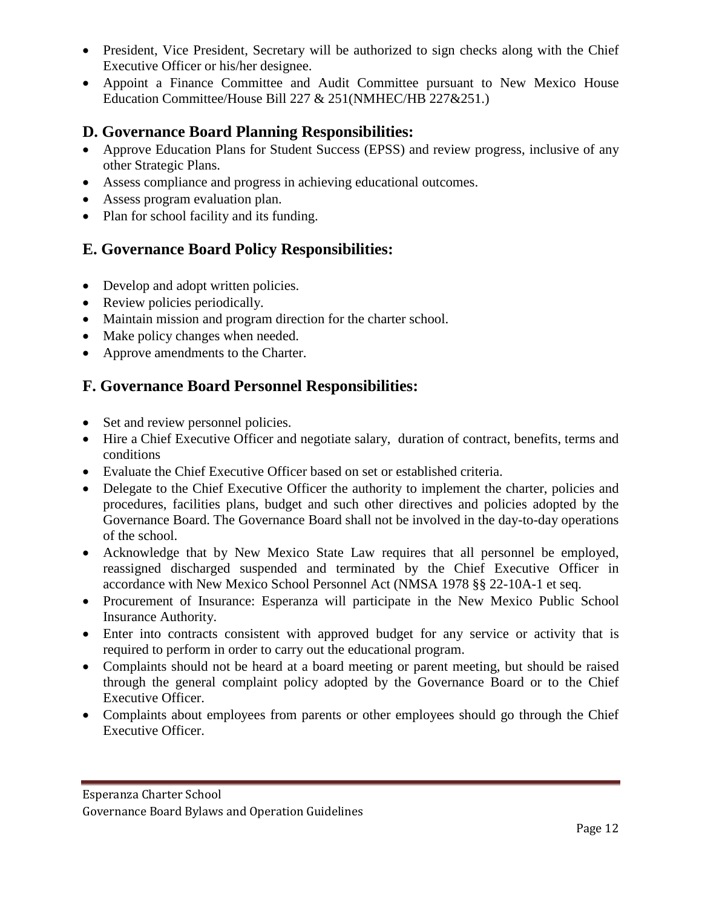- President, Vice President, Secretary will be authorized to sign checks along with the Chief Executive Officer or his/her designee.
- Appoint a Finance Committee and Audit Committee pursuant to New Mexico House Education Committee/House Bill 227 & 251(NMHEC/HB 227&251.)

## D. Governance Board Planning Responsibilities:

- Approve Education Plans for Student Success (EPSS) and review progress, inclusive of any other Strategic Plans.
- Assess compliance and progress in achieving educational outcomes.
- Assess program evaluation plan.
- Plan for school facility and its funding.

## E. Governance Board Policy Responsibilities:

- Develop and adopt written policies.
- Review policies periodically.
- Maintain mission and program direction for the charter school.
- Make policy changes when needed.
- Approve amendments to the Charter.

## F. Governance Board Personnel Responsibilities:

- Set and review personnel policies.
- Hire a Chief Executive Officer and negotiate salary, duration of contract, benefits, terms and conditions
- Evaluate the Chief Executive Officer based on set or established criteria.
- Delegate to the Chief Executive Officer the authority to implement the charter, policies and procedures, facilities plans, budget and such other directives and policies adopted by the Governance Board. The Governance Board shall not be involved in the day-to-day operations of the school.
- Acknowledge that by New Mexico State Law requires that all personnel be employed, reassigned discharged suspended and terminated by the Chief Executive Officer in accordance with New Mexico School Personnel Act (NMSA 1978 §§ 22-10A-1 et seq.
- Procurement of Insurance: Esperanza will participate in the New Mexico Public School Insurance Authority.
- Enter into contracts consistent with approved budget for any service or activity that is required to perform in order to carry out the educational program.
- Complaints should not be heard at a board meeting or parent meeting, but should be raised through the general complaint policy adopted by the Governance Board or to the Chief Executive Officer.
- Complaints about employees from parents or other employees should go through the Chief Executive Officer.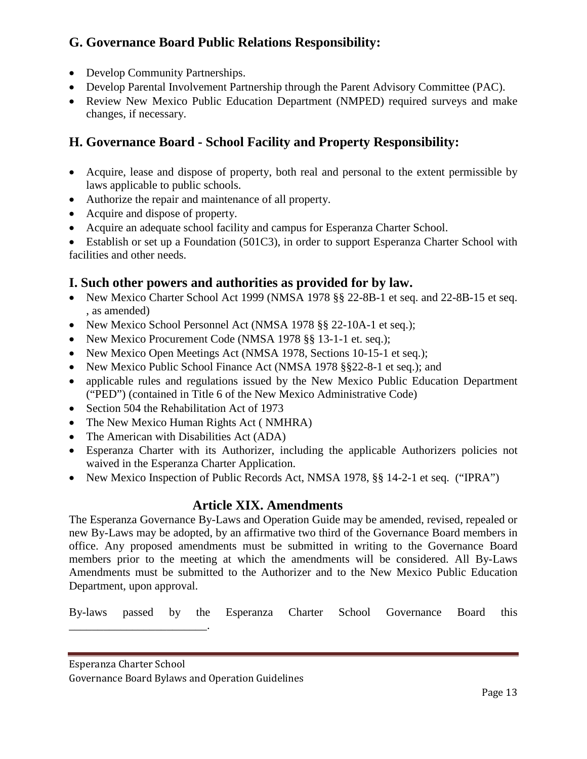## G. Governance Board Public Relations Responsibility:

- Develop Community Partnerships.
- Develop Parental Involvement Partnership through the Parent Advisory Committee (PAC).
- Review New Mexico Public Education Department (NMPED) required surveys and make changes, if necessary.

## H. Governance Board - School Facility and Property Responsibility:

- Acquire, lease and dispose of property, both real and personal to the extent permissible by laws applicable to public schools.
- Authorize the repair and maintenance of all property.
- Acquire and dispose of property.
- Acquire an adequate school facility and campus for Esperanza Charter School.
- Establish or set up a Foundation (501C3), in order to support Esperanza Charter School with facilities and other needs.

## I. Such other powers and authorities as provided for by law.

- New Mexico Charter School Act 1999 (NMSA 1978 §§ 22-8B-1 et seq. and 22-8B-15 et seq. , as amended)
- New Mexico School Personnel Act (NMSA 1978 §§ 22-10A-1 et seq.);
- New Mexico Procurement Code (NMSA 1978 §§ 13-1-1 et. seq.);
- New Mexico Open Meetings Act (NMSA 1978, Sections 10-15-1 et seq.);
- New Mexico Public School Finance Act (NMSA 1978 §§22-8-1 et seq.); and
- applicable rules and regulations issued by the New Mexico Public Education Department ("PED") (contained in Title 6 of the New Mexico Administrative Code)
- Section 504 the Rehabilitation Act of 1973
- The New Mexico Human Rights Act ( NMHRA)
- The American with Disabilities Act (ADA)
- Esperanza Charter with its Authorizer, including the applicable Authorizers policies not waived in the Esperanza Charter Application.
- New Mexico Inspection of Public Records Act, NMSA 1978, §§ 14-2-1 et seq. ("IPRA")

# Article XIX. Amendments

The Esperanza Governance By-Laws and Operation Guide may be amended, revised, repealed or new By-Laws may be adopted, by an affirmative two third of the Governance Board members in office. Any proposed amendments must be submitted in writing to the Governance Board members prior to the meeting at which the amendments will be considered. All By-Laws Amendments must be submitted to the Authorizer and to the New Mexico Public Education Department, upon approval.

By-laws passed by the Esperanza Charter School Governance Board this ________________________.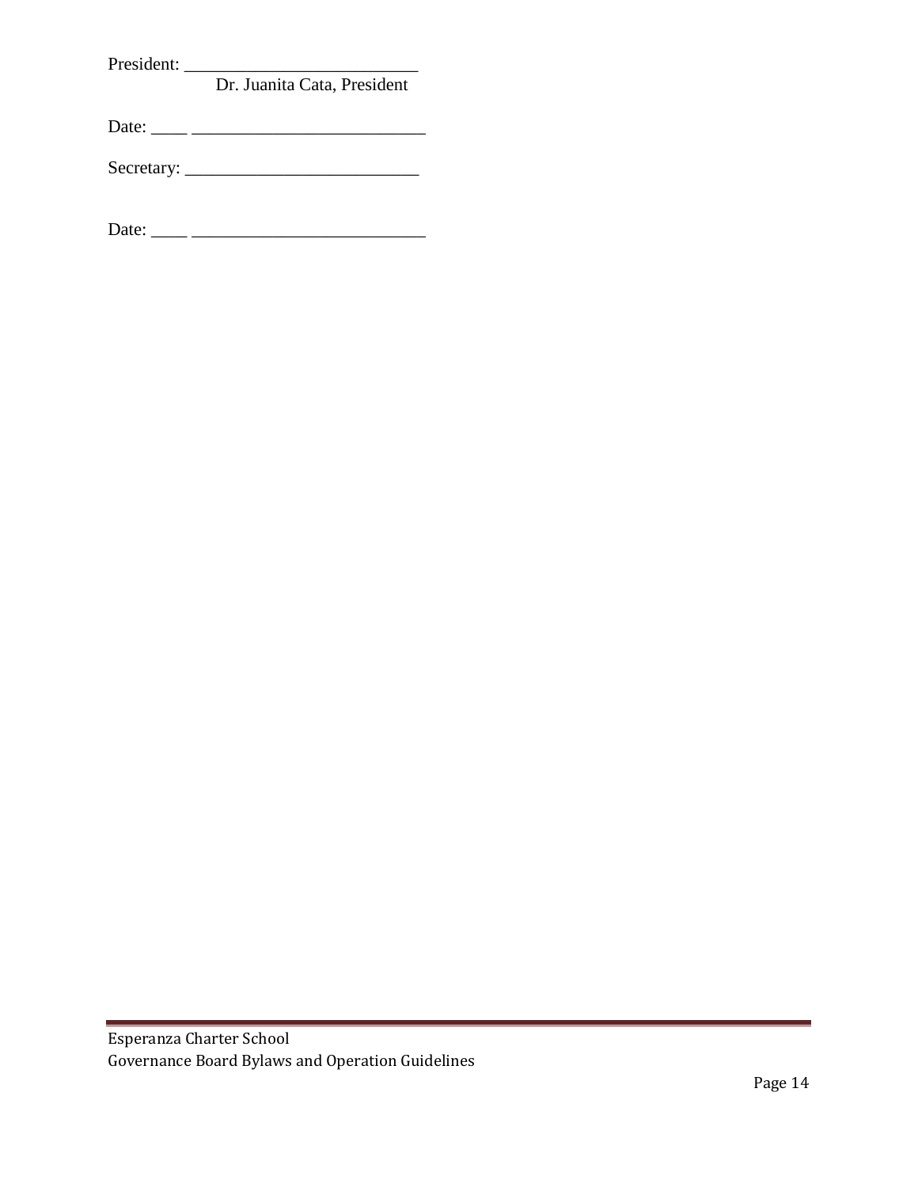President: ___________________________
Dr. Juanita Cata, President

Date: ____ ___________________________

Secretary: ___________________________

Date: ____ ___________________________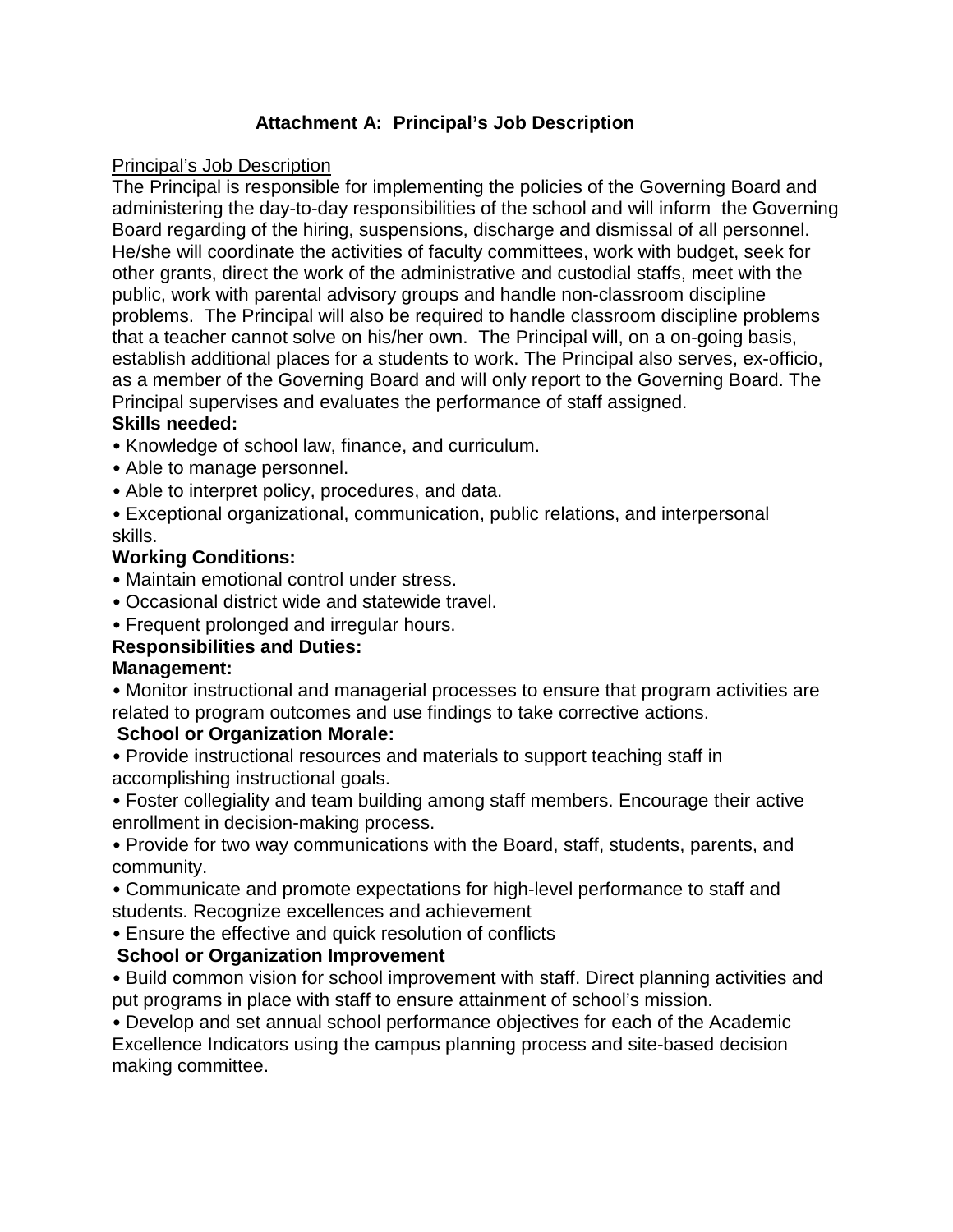### Attachment A: Principal's Job Description

Principal's Job Description

The Principal is responsible for implementing the policies of the Governing Board and administering the day-to-day responsibilities of the school and will inform the Governing Board regarding of the hiring, suspensions, discharge and dismissal of all personnel. He/she will coordinate the activities of faculty committees, work with budget, seek for other grants, direct the work of the administrative and custodial staffs, meet with the public, work with parental advisory groups and handle non-classroom discipline problems. The Principal will also be required to handle classroom discipline problems that a teacher cannot solve on his/her own. The Principal will, on a on-going basis, establish additional places for a students to work. The Principal also serves, ex-officio, as a member of the Governing Board and will only report to the Governing Board. The Principal supervises and evaluates the performance of staff assigned.

**Skills needed:**

- Knowledge of school law, finance, and curriculum.
- Able to manage personnel.
- Able to interpret policy, procedures, and data.
- Exceptional organizational, communication, public relations, and interpersonal skills.

**Working Conditions:**

- Maintain emotional control under stress.
- Occasional district wide and statewide travel.
- Frequent prolonged and irregular hours.

**Responsibilities and Duties:**

**Management:**

- Monitor instructional and managerial processes to ensure that program activities are related to program outcomes and use findings to take corrective actions.

**School or Organization Morale:**

- Provide instructional resources and materials to support teaching staff in accomplishing instructional goals.
- Foster collegiality and team building among staff members. Encourage their active enrollment in decision-making process.
- Provide for two way communications with the Board, staff, students, parents, and community.
- Communicate and promote expectations for high-level performance to staff and students. Recognize excellences and achievement
- Ensure the effective and quick resolution of conflicts

**School or Organization Improvement**

- Build common vision for school improvement with staff. Direct planning activities and put programs in place with staff to ensure attainment of school's mission.
- Develop and set annual school performance objectives for each of the Academic Excellence Indicators using the campus planning process and site-based decision making committee.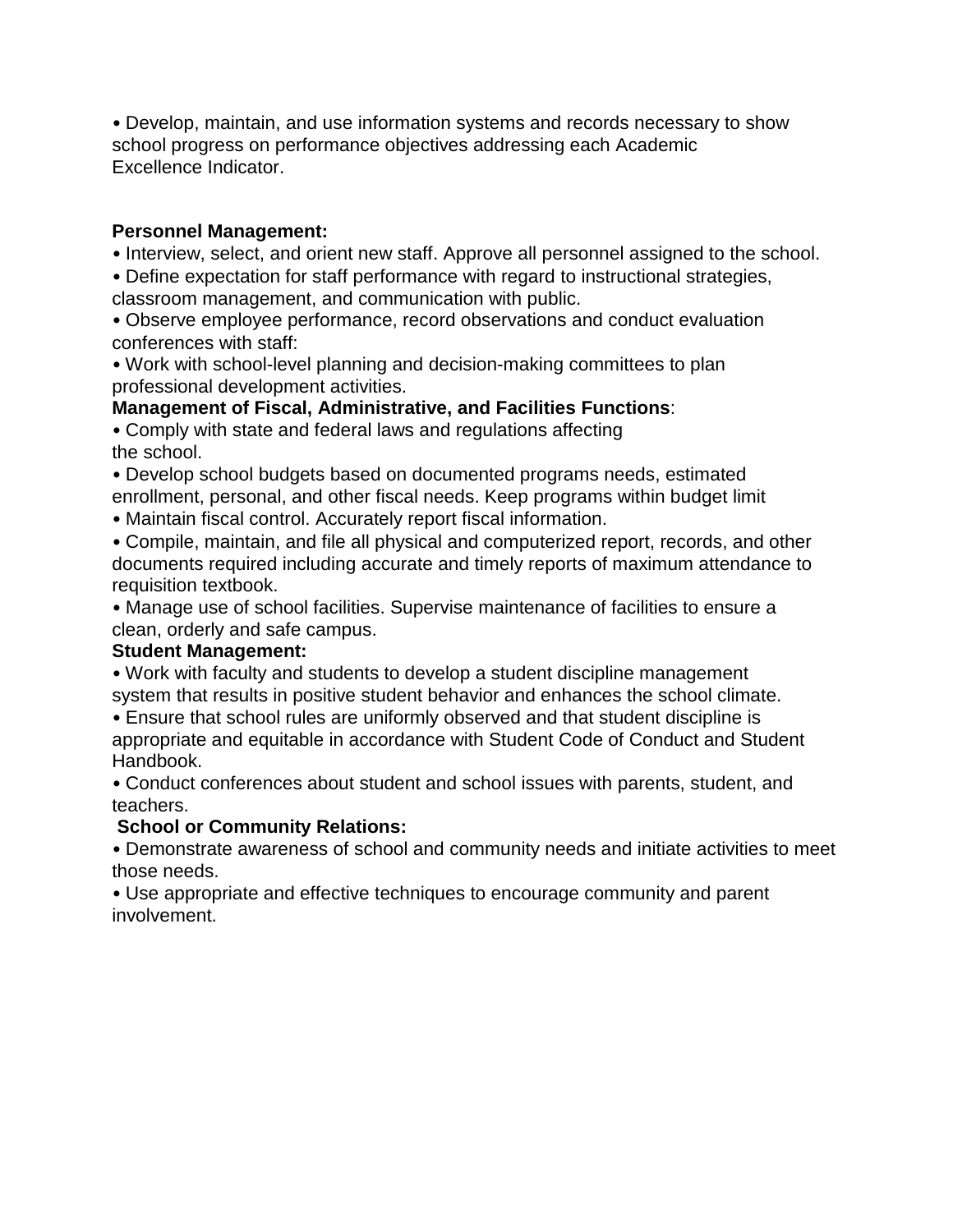- Develop, maintain, and use information systems and records necessary to show school progress on performance objectives addressing each Academic Excellence Indicator.

**Personnel Management:**

- Interview, select, and orient new staff. Approve all personnel assigned to the school.
- Define expectation for staff performance with regard to instructional strategies, classroom management, and communication with public.
- Observe employee performance, record observations and conduct evaluation conferences with staff:
- Work with school-level planning and decision-making committees to plan professional development activities.

**Management of Fiscal, Administrative, and Facilities Functions**:

- Comply with state and federal laws and regulations affecting the school.
- Develop school budgets based on documented programs needs, estimated enrollment, personal, and other fiscal needs. Keep programs within budget limit
- Maintain fiscal control. Accurately report fiscal information.
- Compile, maintain, and file all physical and computerized report, records, and other documents required including accurate and timely reports of maximum attendance to requisition textbook.
- Manage use of school facilities. Supervise maintenance of facilities to ensure a clean, orderly and safe campus.

**Student Management:**

- Work with faculty and students to develop a student discipline management system that results in positive student behavior and enhances the school climate.
- Ensure that school rules are uniformly observed and that student discipline is appropriate and equitable in accordance with Student Code of Conduct and Student Handbook.
- Conduct conferences about student and school issues with parents, student, and teachers.

**School or Community Relations:**

- Demonstrate awareness of school and community needs and initiate activities to meet those needs.
- Use appropriate and effective techniques to encourage community and parent involvement.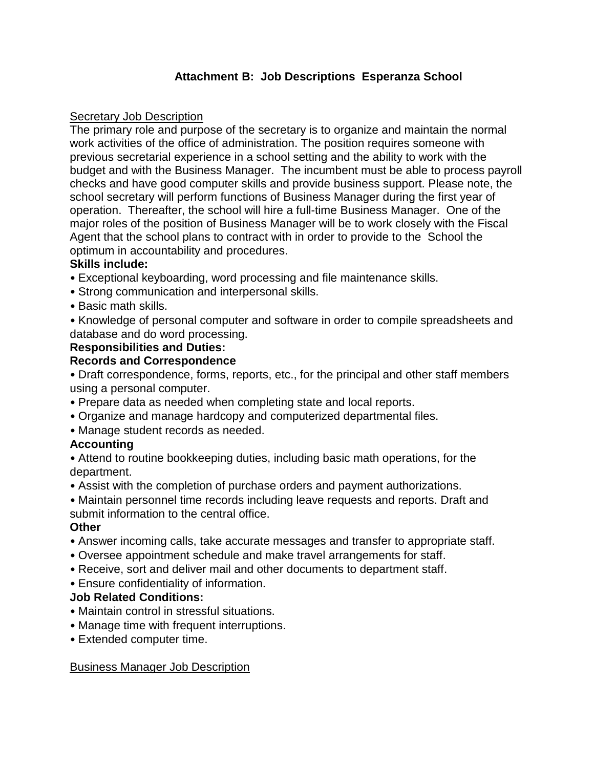**Attachment B: Job Descriptions Esperanza School**

<u>Secretary Job Description</u>

The primary role and purpose of the secretary is to organize and maintain the normal work activities of the office of administration. The position requires someone with previous secretarial experience in a school setting and the ability to work with the budget and with the Business Manager. The incumbent must be able to process payroll checks and have good computer skills and provide business support. Please note, the school secretary will perform functions of Business Manager during the first year of operation. Thereafter, the school will hire a full-time Business Manager. One of the major roles of the position of Business Manager will be to work closely with the Fiscal Agent that the school plans to contract with in order to provide to the School the optimum in accountability and procedures.

**Skills include:**

- Exceptional keyboarding, word processing and file maintenance skills.
- Strong communication and interpersonal skills.
- Basic math skills.
- Knowledge of personal computer and software in order to compile spreadsheets and database and do word processing.

**Responsibilities and Duties:**

**Records and Correspondence**

- Draft correspondence, forms, reports, etc., for the principal and other staff members using a personal computer.
- Prepare data as needed when completing state and local reports.
- Organize and manage hardcopy and computerized departmental files.
- Manage student records as needed.

**Accounting**

- Attend to routine bookkeeping duties, including basic math operations, for the department.
- Assist with the completion of purchase orders and payment authorizations.
- Maintain personnel time records including leave requests and reports. Draft and submit information to the central office.

**Other**

- Answer incoming calls, take accurate messages and transfer to appropriate staff.
- Oversee appointment schedule and make travel arrangements for staff.
- Receive, sort and deliver mail and other documents to department staff.
- Ensure confidentiality of information.

**Job Related Conditions:**

- Maintain control in stressful situations.
- Manage time with frequent interruptions.
- Extended computer time.

<u>Business Manager Job Description</u>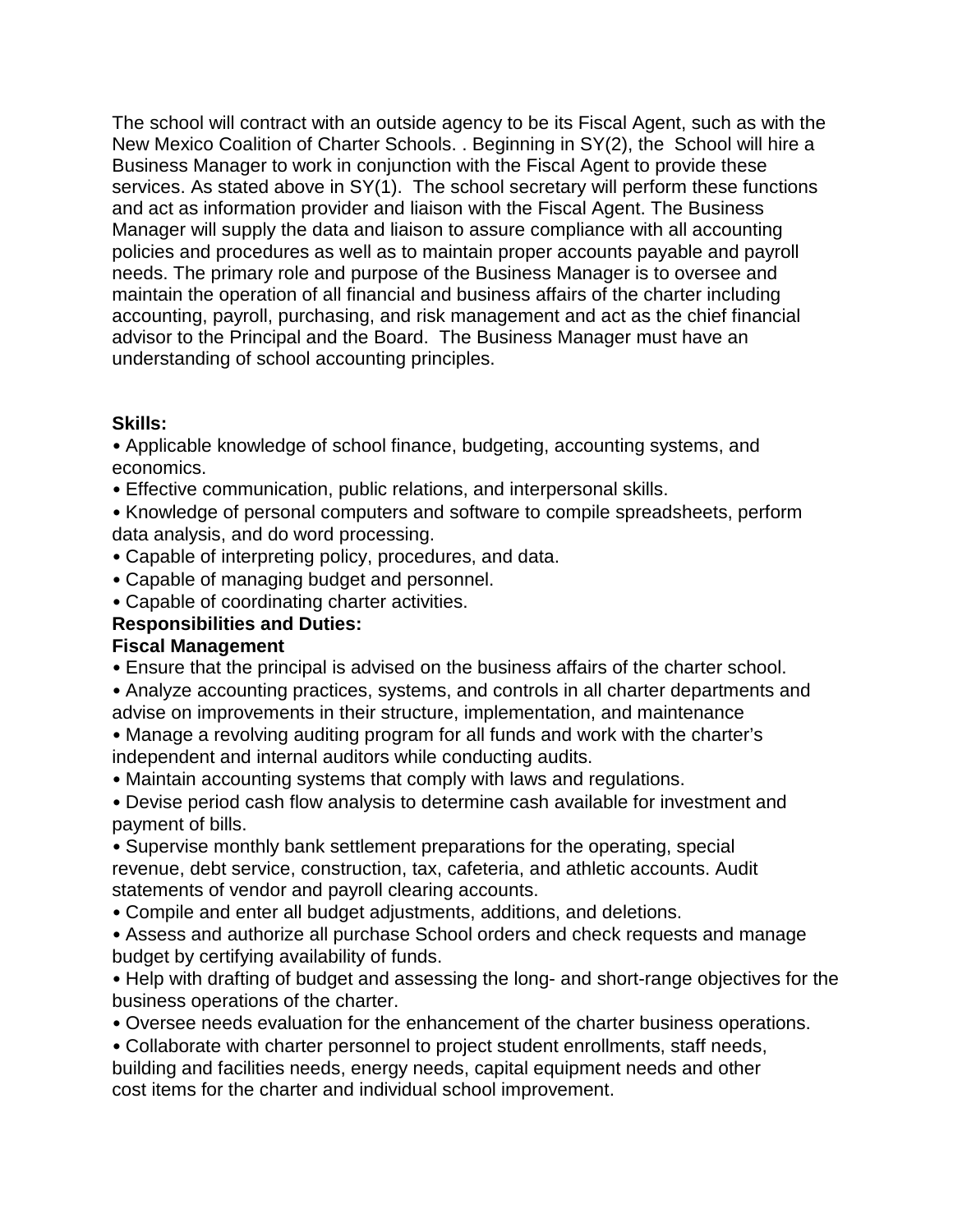The school will contract with an outside agency to be its Fiscal Agent, such as with the New Mexico Coalition of Charter Schools. . Beginning in SY(2), the School will hire a Business Manager to work in conjunction with the Fiscal Agent to provide these services. As stated above in SY(1). The school secretary will perform these functions and act as information provider and liaison with the Fiscal Agent. The Business Manager will supply the data and liaison to assure compliance with all accounting policies and procedures as well as to maintain proper accounts payable and payroll needs. The primary role and purpose of the Business Manager is to oversee and maintain the operation of all financial and business affairs of the charter including accounting, payroll, purchasing, and risk management and act as the chief financial advisor to the Principal and the Board. The Business Manager must have an understanding of school accounting principles.

**Skills:**

- Applicable knowledge of school finance, budgeting, accounting systems, and economics.
- Effective communication, public relations, and interpersonal skills.
- Knowledge of personal computers and software to compile spreadsheets, perform data analysis, and do word processing.
- Capable of interpreting policy, procedures, and data.
- Capable of managing budget and personnel.
- Capable of coordinating charter activities.

**Responsibilities and Duties:**

**Fiscal Management**

- Ensure that the principal is advised on the business affairs of the charter school.
- Analyze accounting practices, systems, and controls in all charter departments and advise on improvements in their structure, implementation, and maintenance
- Manage a revolving auditing program for all funds and work with the charter's independent and internal auditors while conducting audits.
- Maintain accounting systems that comply with laws and regulations.
- Devise period cash flow analysis to determine cash available for investment and payment of bills.
- Supervise monthly bank settlement preparations for the operating, special revenue, debt service, construction, tax, cafeteria, and athletic accounts. Audit statements of vendor and payroll clearing accounts.
- Compile and enter all budget adjustments, additions, and deletions.
- Assess and authorize all purchase School orders and check requests and manage budget by certifying availability of funds.
- Help with drafting of budget and assessing the long- and short-range objectives for the business operations of the charter.
- Oversee needs evaluation for the enhancement of the charter business operations.
- Collaborate with charter personnel to project student enrollments, staff needs, building and facilities needs, energy needs, capital equipment needs and other cost items for the charter and individual school improvement.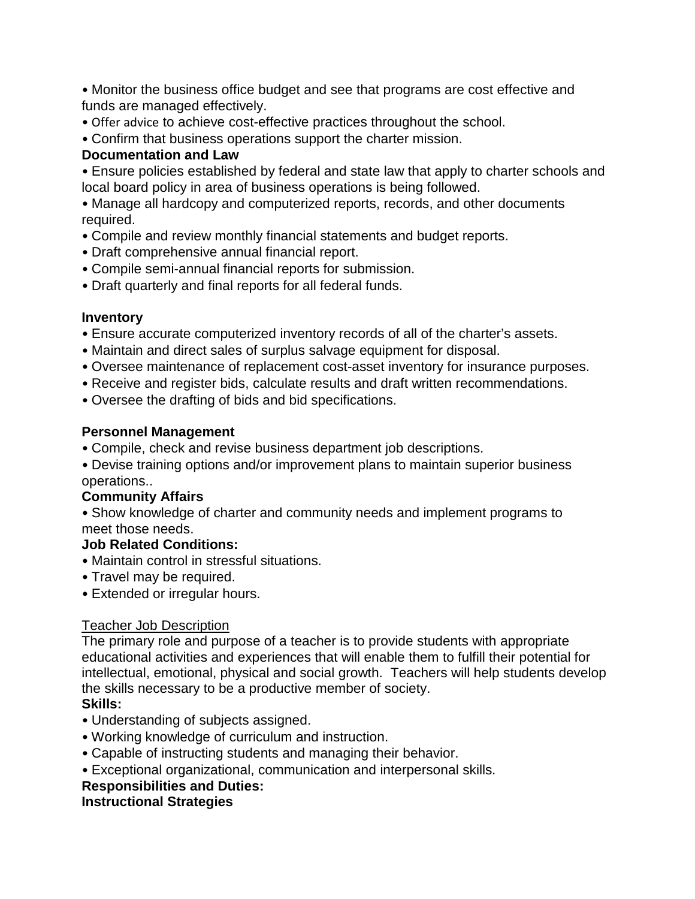- Monitor the business office budget and see that programs are cost effective and funds are managed effectively.
- Offer advice to achieve cost-effective practices throughout the school.
- Confirm that business operations support the charter mission.

**Documentation and Law**

- Ensure policies established by federal and state law that apply to charter schools and local board policy in area of business operations is being followed.
- Manage all hardcopy and computerized reports, records, and other documents required.
- Compile and review monthly financial statements and budget reports.
- Draft comprehensive annual financial report.
- Compile semi-annual financial reports for submission.
- Draft quarterly and final reports for all federal funds.

**Inventory**

- Ensure accurate computerized inventory records of all of the charter's assets.
- Maintain and direct sales of surplus salvage equipment for disposal.
- Oversee maintenance of replacement cost-asset inventory for insurance purposes.
- Receive and register bids, calculate results and draft written recommendations.
- Oversee the drafting of bids and bid specifications.

**Personnel Management**

- Compile, check and revise business department job descriptions.
- Devise training options and/or improvement plans to maintain superior business operations..

**Community Affairs**

- Show knowledge of charter and community needs and implement programs to meet those needs.

**Job Related Conditions:**

- Maintain control in stressful situations.
- Travel may be required.
- Extended or irregular hours.

<u>Teacher Job Description</u>

The primary role and purpose of a teacher is to provide students with appropriate educational activities and experiences that will enable them to fulfill their potential for intellectual, emotional, physical and social growth. Teachers will help students develop the skills necessary to be a productive member of society.

**Skills:**

- Understanding of subjects assigned.
- Working knowledge of curriculum and instruction.
- Capable of instructing students and managing their behavior.
- Exceptional organizational, communication and interpersonal skills.

**Responsibilities and Duties:**

**Instructional Strategies**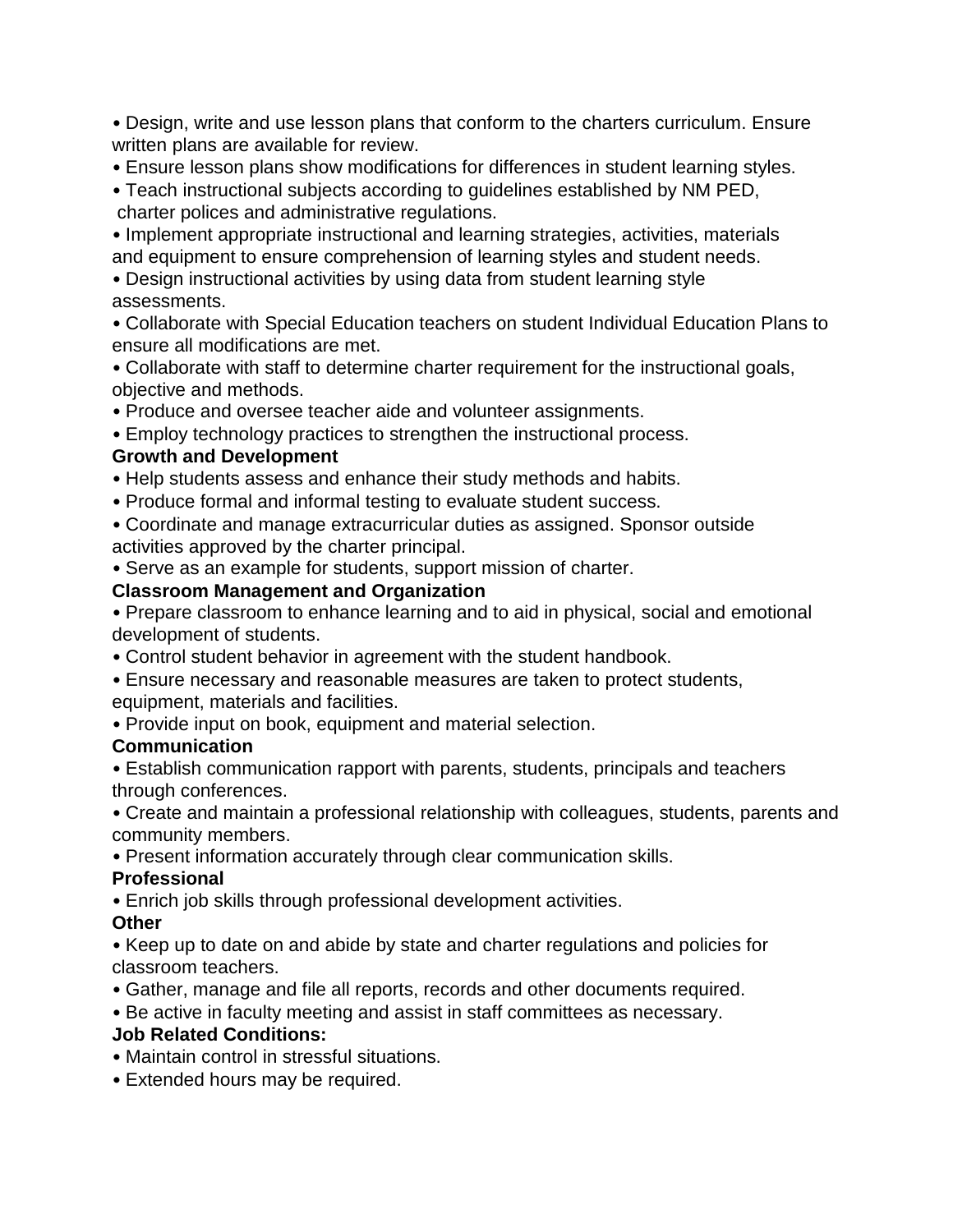- Design, write and use lesson plans that conform to the charters curriculum. Ensure written plans are available for review.
- Ensure lesson plans show modifications for differences in student learning styles.
- Teach instructional subjects according to guidelines established by NM PED, charter polices and administrative regulations.
- Implement appropriate instructional and learning strategies, activities, materials and equipment to ensure comprehension of learning styles and student needs.
- Design instructional activities by using data from student learning style assessments.
- Collaborate with Special Education teachers on student Individual Education Plans to ensure all modifications are met.
- Collaborate with staff to determine charter requirement for the instructional goals, objective and methods.
- Produce and oversee teacher aide and volunteer assignments.
- Employ technology practices to strengthen the instructional process.

**Growth and Development**

- Help students assess and enhance their study methods and habits.
- Produce formal and informal testing to evaluate student success.
- Coordinate and manage extracurricular duties as assigned. Sponsor outside activities approved by the charter principal.
- Serve as an example for students, support mission of charter.

**Classroom Management and Organization**

- Prepare classroom to enhance learning and to aid in physical, social and emotional development of students.
- Control student behavior in agreement with the student handbook.
- Ensure necessary and reasonable measures are taken to protect students, equipment, materials and facilities.
- Provide input on book, equipment and material selection.

**Communication**

- Establish communication rapport with parents, students, principals and teachers through conferences.
- Create and maintain a professional relationship with colleagues, students, parents and community members.
- Present information accurately through clear communication skills.

**Professional**

- Enrich job skills through professional development activities.

**Other**

- Keep up to date on and abide by state and charter regulations and policies for classroom teachers.
- Gather, manage and file all reports, records and other documents required.
- Be active in faculty meeting and assist in staff committees as necessary.

**Job Related Conditions:**

- Maintain control in stressful situations.
- Extended hours may be required.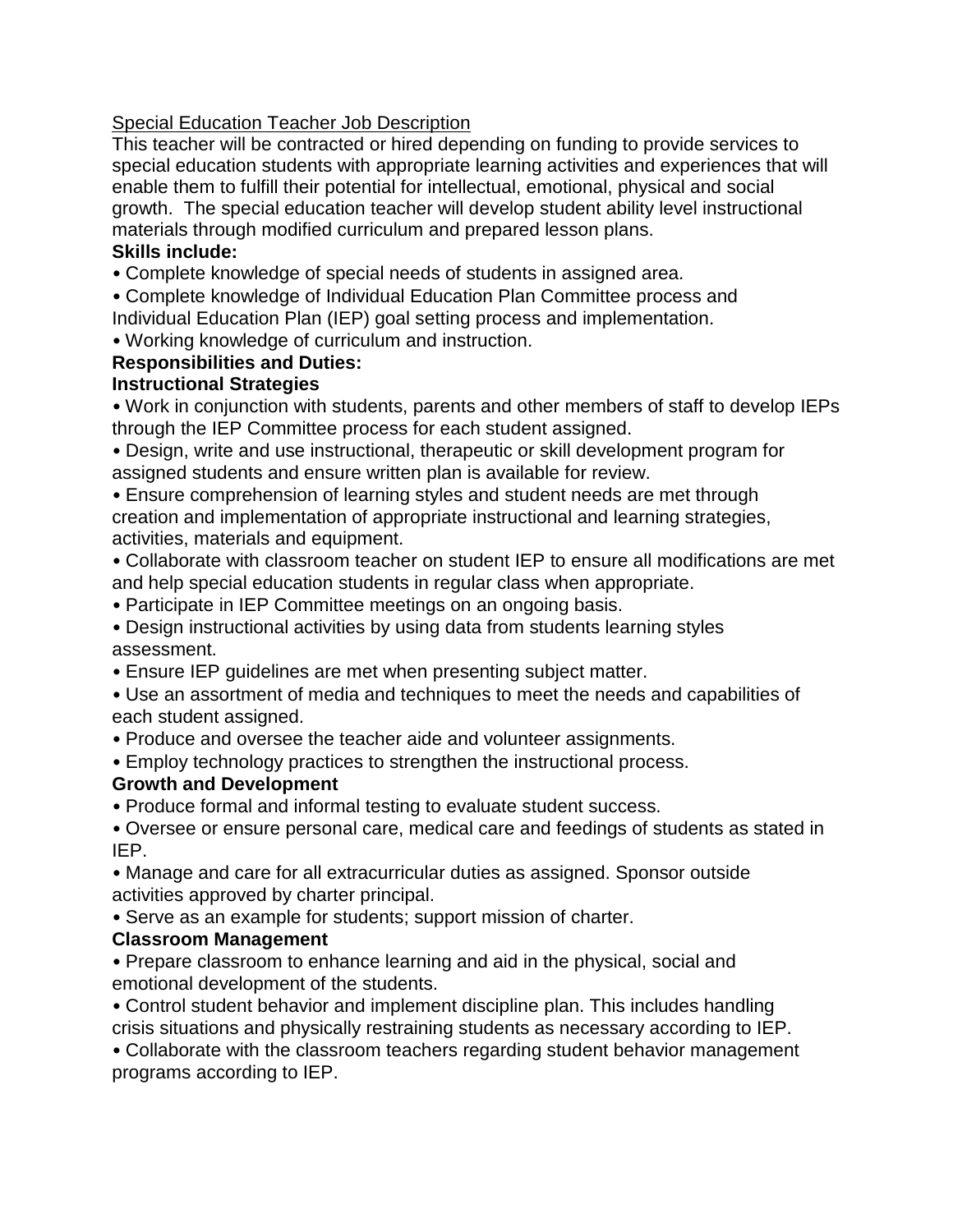Special Education Teacher Job Description

This teacher will be contracted or hired depending on funding to provide services to special education students with appropriate learning activities and experiences that will enable them to fulfill their potential for intellectual, emotional, physical and social growth. The special education teacher will develop student ability level instructional materials through modified curriculum and prepared lesson plans.

**Skills include:**

- Complete knowledge of special needs of students in assigned area.
- Complete knowledge of Individual Education Plan Committee process and Individual Education Plan (IEP) goal setting process and implementation.
- Working knowledge of curriculum and instruction.

**Responsibilities and Duties:**

**Instructional Strategies**

- Work in conjunction with students, parents and other members of staff to develop IEPs through the IEP Committee process for each student assigned.
- Design, write and use instructional, therapeutic or skill development program for assigned students and ensure written plan is available for review.
- Ensure comprehension of learning styles and student needs are met through creation and implementation of appropriate instructional and learning strategies, activities, materials and equipment.
- Collaborate with classroom teacher on student IEP to ensure all modifications are met and help special education students in regular class when appropriate.
- Participate in IEP Committee meetings on an ongoing basis.
- Design instructional activities by using data from students learning styles assessment.
- Ensure IEP guidelines are met when presenting subject matter.
- Use an assortment of media and techniques to meet the needs and capabilities of each student assigned.
- Produce and oversee the teacher aide and volunteer assignments.
- Employ technology practices to strengthen the instructional process.

**Growth and Development**

- Produce formal and informal testing to evaluate student success.
- Oversee or ensure personal care, medical care and feedings of students as stated in IEP.
- Manage and care for all extracurricular duties as assigned. Sponsor outside activities approved by charter principal.
- Serve as an example for students; support mission of charter.

**Classroom Management**

- Prepare classroom to enhance learning and aid in the physical, social and emotional development of the students.
- Control student behavior and implement discipline plan. This includes handling crisis situations and physically restraining students as necessary according to IEP.
- Collaborate with the classroom teachers regarding student behavior management programs according to IEP.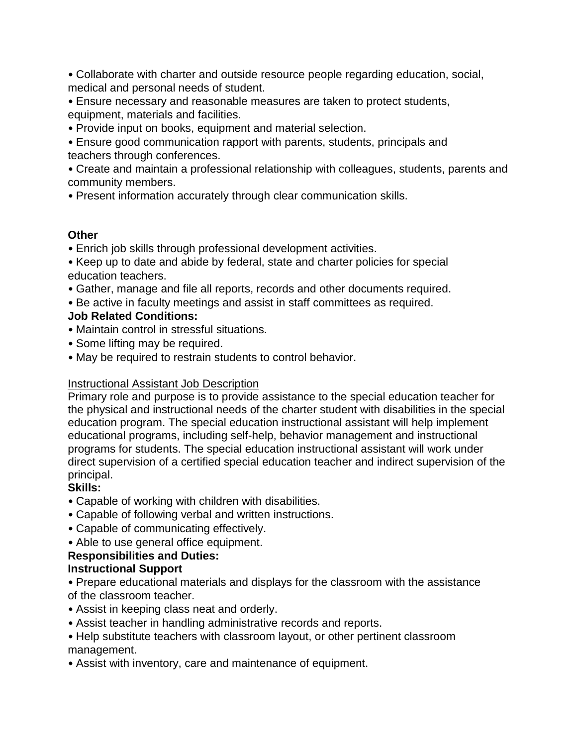- Collaborate with charter and outside resource people regarding education, social, medical and personal needs of student.
- Ensure necessary and reasonable measures are taken to protect students, equipment, materials and facilities.
- Provide input on books, equipment and material selection.
- Ensure good communication rapport with parents, students, principals and teachers through conferences.
- Create and maintain a professional relationship with colleagues, students, parents and community members.
- Present information accurately through clear communication skills.

**Other**

- Enrich job skills through professional development activities.
- Keep up to date and abide by federal, state and charter policies for special education teachers.
- Gather, manage and file all reports, records and other documents required.
- Be active in faculty meetings and assist in staff committees as required.

**Job Related Conditions:**

- Maintain control in stressful situations.
- Some lifting may be required.
- May be required to restrain students to control behavior.

<u>Instructional Assistant Job Description</u>

Primary role and purpose is to provide assistance to the special education teacher for the physical and instructional needs of the charter student with disabilities in the special education program. The special education instructional assistant will help implement educational programs, including self-help, behavior management and instructional programs for students. The special education instructional assistant will work under direct supervision of a certified special education teacher and indirect supervision of the principal.

**Skills:**

- Capable of working with children with disabilities.
- Capable of following verbal and written instructions.
- Capable of communicating effectively.
- Able to use general office equipment.

**Responsibilities and Duties:**

**Instructional Support**

- Prepare educational materials and displays for the classroom with the assistance of the classroom teacher.
- Assist in keeping class neat and orderly.
- Assist teacher in handling administrative records and reports.
- Help substitute teachers with classroom layout, or other pertinent classroom management.
- Assist with inventory, care and maintenance of equipment.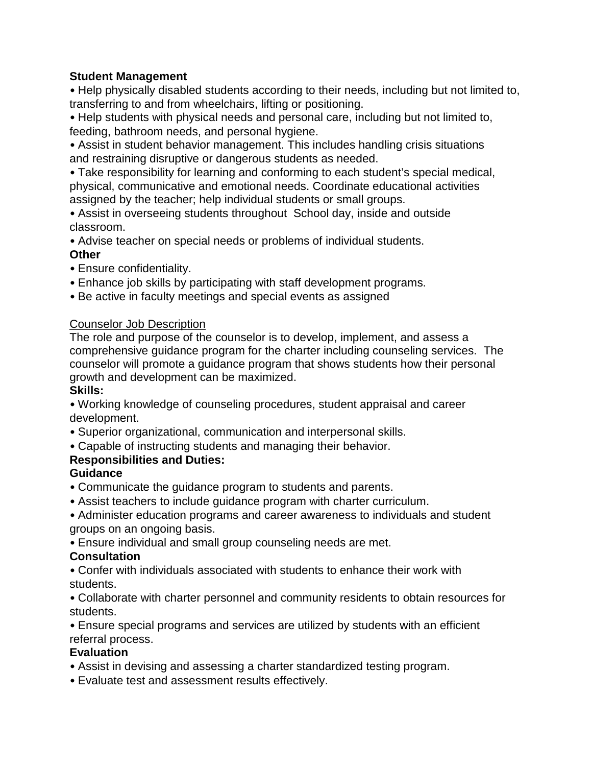**Student Management**

- Help physically disabled students according to their needs, including but not limited to, transferring to and from wheelchairs, lifting or positioning.
- Help students with physical needs and personal care, including but not limited to, feeding, bathroom needs, and personal hygiene.
- Assist in student behavior management. This includes handling crisis situations and restraining disruptive or dangerous students as needed.
- Take responsibility for learning and conforming to each student's special medical, physical, communicative and emotional needs. Coordinate educational activities assigned by the teacher; help individual students or small groups.
- Assist in overseeing students throughout School day, inside and outside classroom.
- Advise teacher on special needs or problems of individual students.

**Other**

- Ensure confidentiality.
- Enhance job skills by participating with staff development programs.
- Be active in faculty meetings and special events as assigned

<u>Counselor Job Description</u>

The role and purpose of the counselor is to develop, implement, and assess a comprehensive guidance program for the charter including counseling services. The counselor will promote a guidance program that shows students how their personal growth and development can be maximized.

**Skills:**

- Working knowledge of counseling procedures, student appraisal and career development.
- Superior organizational, communication and interpersonal skills.
- Capable of instructing students and managing their behavior.

**Responsibilities and Duties:**

**Guidance**

- Communicate the guidance program to students and parents.
- Assist teachers to include guidance program with charter curriculum.
- Administer education programs and career awareness to individuals and student groups on an ongoing basis.
- Ensure individual and small group counseling needs are met.

**Consultation**

- Confer with individuals associated with students to enhance their work with students.
- Collaborate with charter personnel and community residents to obtain resources for students.
- Ensure special programs and services are utilized by students with an efficient referral process.

**Evaluation**

- Assist in devising and assessing a charter standardized testing program.
- Evaluate test and assessment results effectively.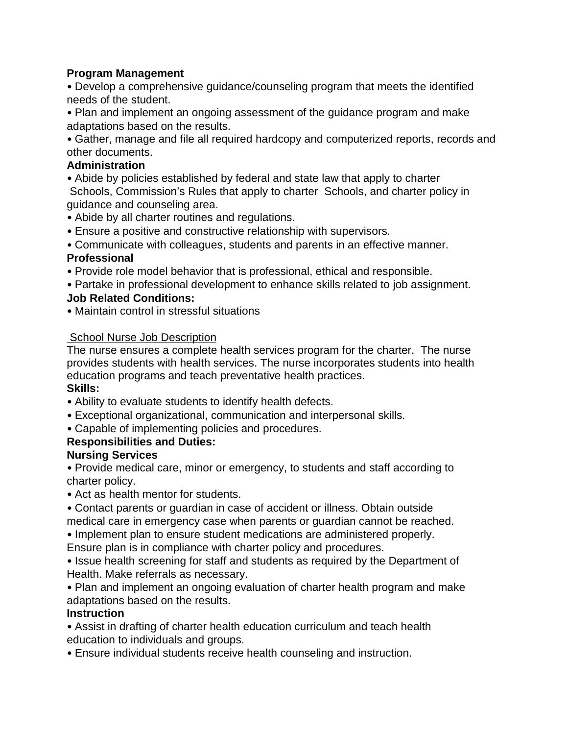**Program Management**

- Develop a comprehensive guidance/counseling program that meets the identified needs of the student.
- Plan and implement an ongoing assessment of the guidance program and make adaptations based on the results.
- Gather, manage and file all required hardcopy and computerized reports, records and other documents.

**Administration**

- Abide by policies established by federal and state law that apply to charter Schools, Commission's Rules that apply to charter Schools, and charter policy in guidance and counseling area.
- Abide by all charter routines and regulations.
- Ensure a positive and constructive relationship with supervisors.
- Communicate with colleagues, students and parents in an effective manner.

**Professional**

- Provide role model behavior that is professional, ethical and responsible.
- Partake in professional development to enhance skills related to job assignment.

**Job Related Conditions:**

- Maintain control in stressful situations

School Nurse Job Description

The nurse ensures a complete health services program for the charter. The nurse provides students with health services. The nurse incorporates students into health education programs and teach preventative health practices.

**Skills:**

- Ability to evaluate students to identify health defects.
- Exceptional organizational, communication and interpersonal skills.
- Capable of implementing policies and procedures.

**Responsibilities and Duties:**

**Nursing Services**

- Provide medical care, minor or emergency, to students and staff according to charter policy.
- Act as health mentor for students.
- Contact parents or guardian in case of accident or illness. Obtain outside medical care in emergency case when parents or guardian cannot be reached.
- Implement plan to ensure student medications are administered properly. Ensure plan is in compliance with charter policy and procedures.
- Issue health screening for staff and students as required by the Department of Health. Make referrals as necessary.
- Plan and implement an ongoing evaluation of charter health program and make adaptations based on the results.

**Instruction**

- Assist in drafting of charter health education curriculum and teach health education to individuals and groups.
- Ensure individual students receive health counseling and instruction.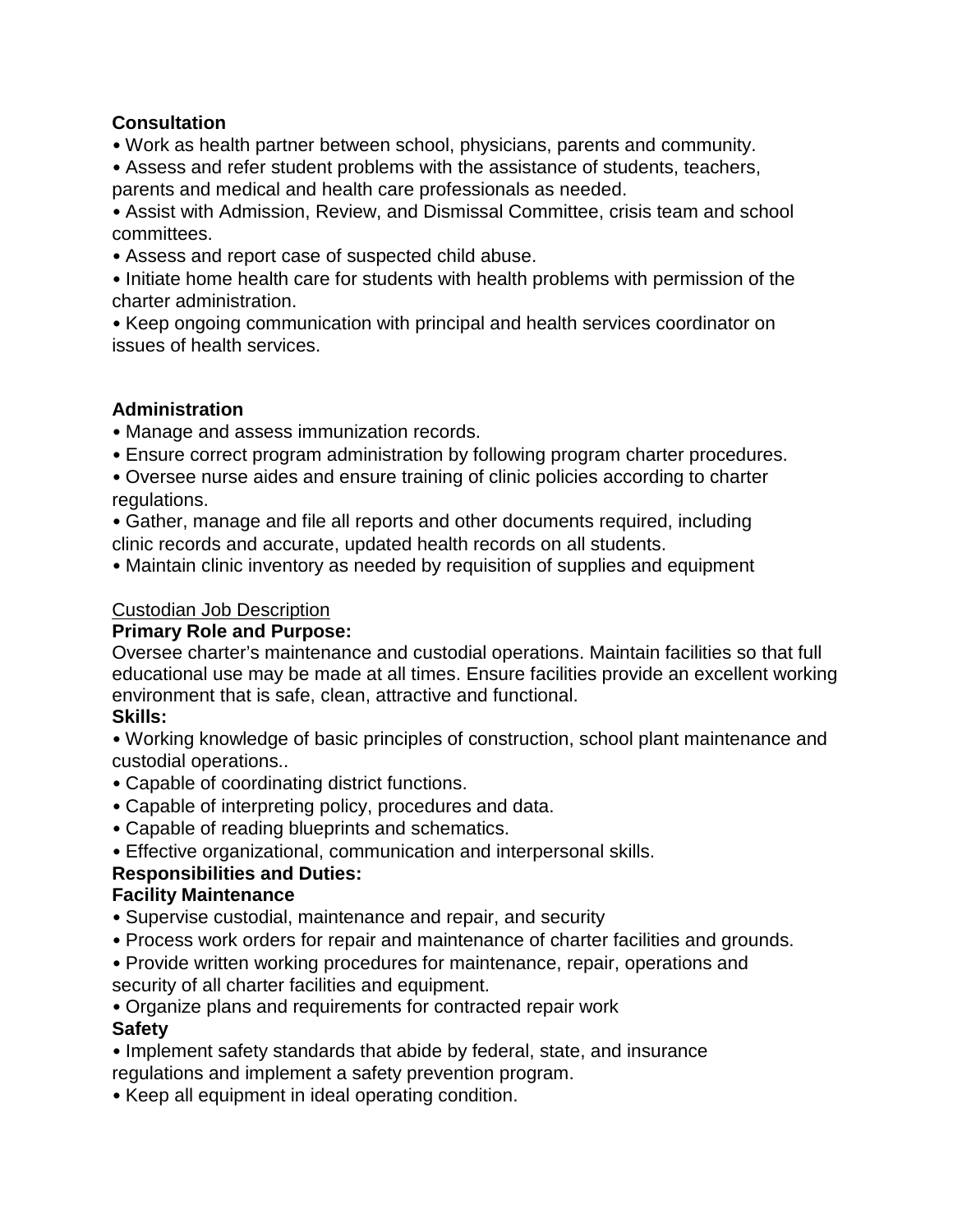**Consultation**

- Work as health partner between school, physicians, parents and community.
- Assess and refer student problems with the assistance of students, teachers, parents and medical and health care professionals as needed.
- Assist with Admission, Review, and Dismissal Committee, crisis team and school committees.
- Assess and report case of suspected child abuse.
- Initiate home health care for students with health problems with permission of the charter administration.
- Keep ongoing communication with principal and health services coordinator on issues of health services.

**Administration**

- Manage and assess immunization records.
- Ensure correct program administration by following program charter procedures.
- Oversee nurse aides and ensure training of clinic policies according to charter regulations.
- Gather, manage and file all reports and other documents required, including clinic records and accurate, updated health records on all students.
- Maintain clinic inventory as needed by requisition of supplies and equipment

<u>Custodian Job Description</u>

**Primary Role and Purpose:**

Oversee charter's maintenance and custodial operations. Maintain facilities so that full educational use may be made at all times. Ensure facilities provide an excellent working environment that is safe, clean, attractive and functional.

**Skills:**

- Working knowledge of basic principles of construction, school plant maintenance and custodial operations..
- Capable of coordinating district functions.
- Capable of interpreting policy, procedures and data.
- Capable of reading blueprints and schematics.
- Effective organizational, communication and interpersonal skills.

**Responsibilities and Duties:**

**Facility Maintenance**

- Supervise custodial, maintenance and repair, and security
- Process work orders for repair and maintenance of charter facilities and grounds.
- Provide written working procedures for maintenance, repair, operations and security of all charter facilities and equipment.
- Organize plans and requirements for contracted repair work

**Safety**

- Implement safety standards that abide by federal, state, and insurance regulations and implement a safety prevention program.
- Keep all equipment in ideal operating condition.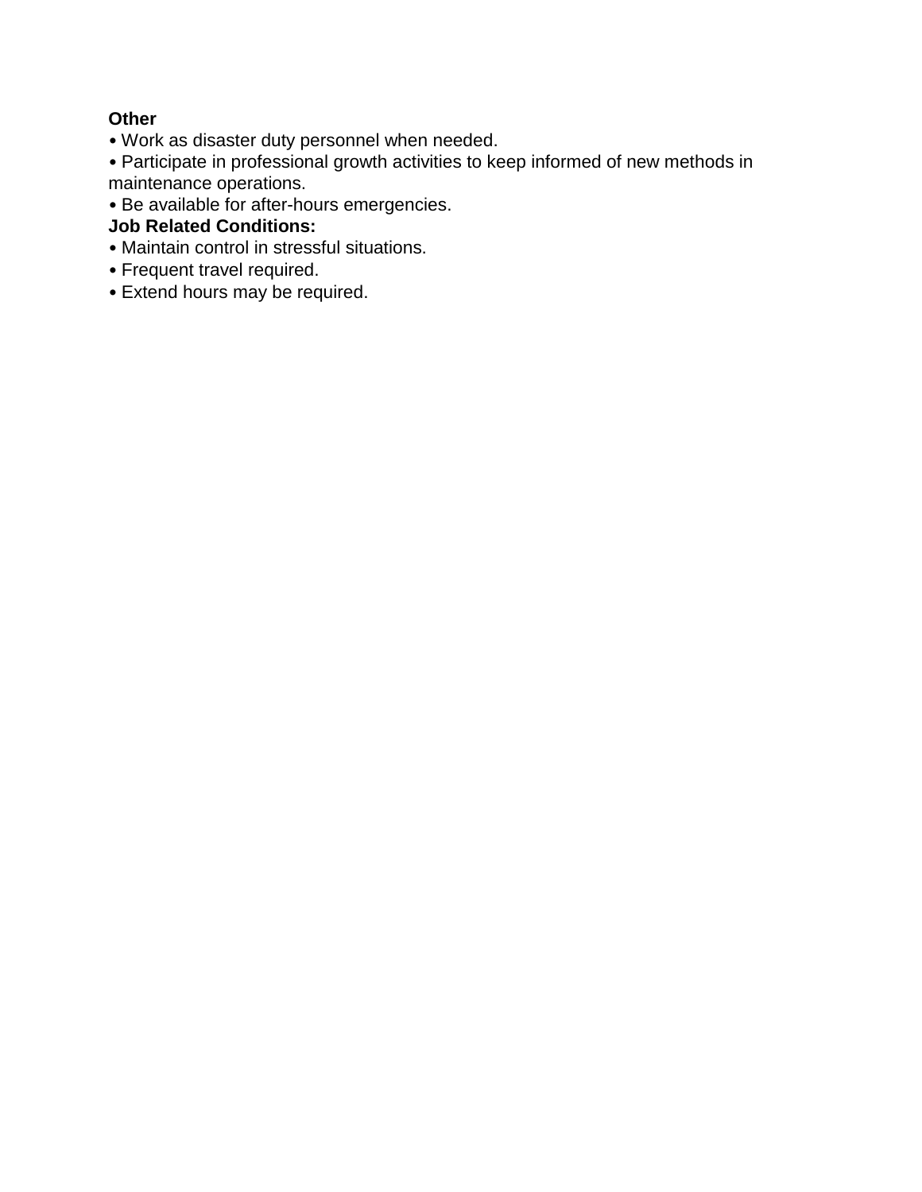**Other**

- Work as disaster duty personnel when needed.
- Participate in professional growth activities to keep informed of new methods in maintenance operations.
- Be available for after-hours emergencies.

**Job Related Conditions:**

- Maintain control in stressful situations.
- Frequent travel required.
- Extend hours may be required.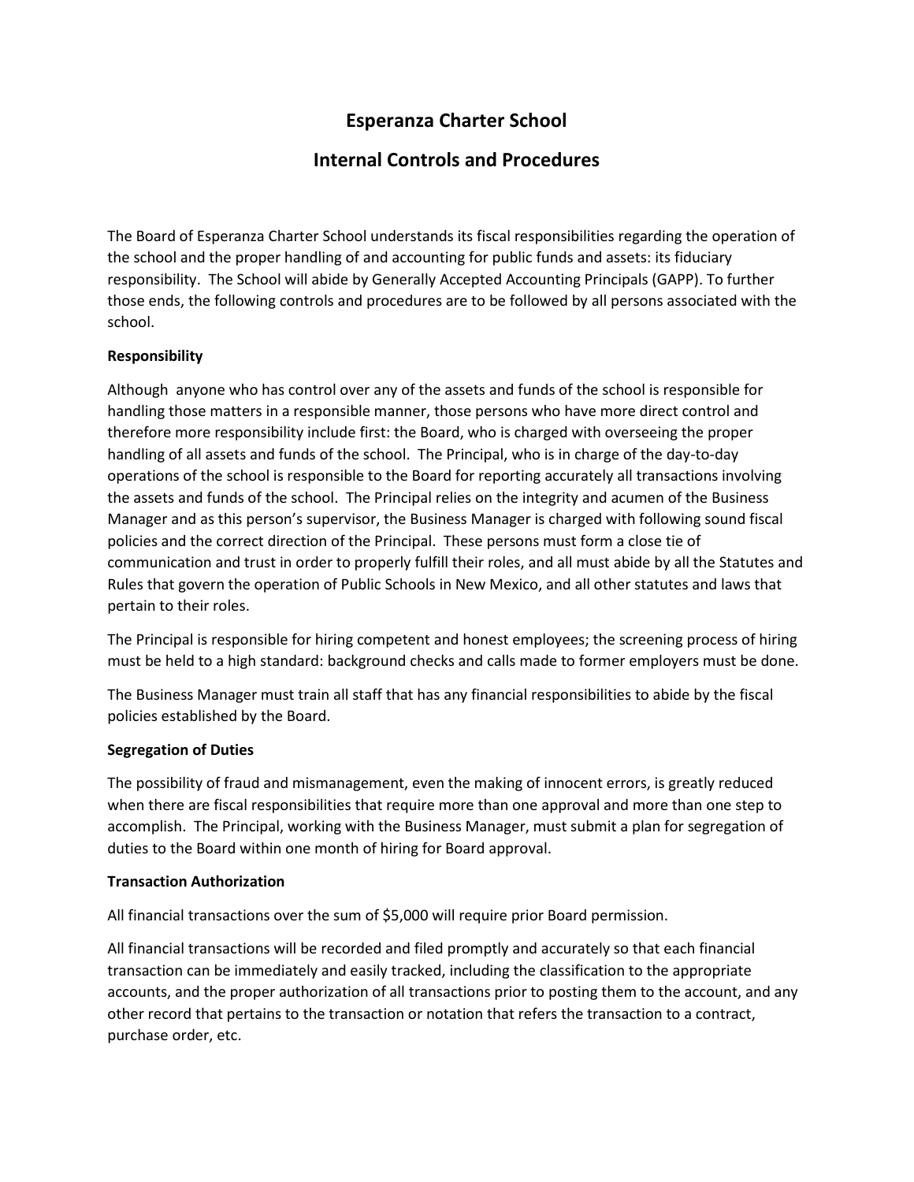# Esperanza Charter School

## Internal Controls and Procedures

The Board of Esperanza Charter School understands its fiscal responsibilities regarding the operation of the school and the proper handling of and accounting for public funds and assets: its fiduciary responsibility. The School will abide by Generally Accepted Accounting Principals (GAPP). To further those ends, the following controls and procedures are to be followed by all persons associated with the school.

**Responsibility**

Although anyone who has control over any of the assets and funds of the school is responsible for handling those matters in a responsible manner, those persons who have more direct control and therefore more responsibility include first: the Board, who is charged with overseeing the proper handling of all assets and funds of the school. The Principal, who is in charge of the day-to-day operations of the school is responsible to the Board for reporting accurately all transactions involving the assets and funds of the school. The Principal relies on the integrity and acumen of the Business Manager and as this person's supervisor, the Business Manager is charged with following sound fiscal policies and the correct direction of the Principal. These persons must form a close tie of communication and trust in order to properly fulfill their roles, and all must abide by all the Statutes and Rules that govern the operation of Public Schools in New Mexico, and all other statutes and laws that pertain to their roles.

The Principal is responsible for hiring competent and honest employees; the screening process of hiring must be held to a high standard: background checks and calls made to former employers must be done.

The Business Manager must train all staff that has any financial responsibilities to abide by the fiscal policies established by the Board.

**Segregation of Duties**

The possibility of fraud and mismanagement, even the making of innocent errors, is greatly reduced when there are fiscal responsibilities that require more than one approval and more than one step to accomplish. The Principal, working with the Business Manager, must submit a plan for segregation of duties to the Board within one month of hiring for Board approval.

**Transaction Authorization**

All financial transactions over the sum of $5,000 will require prior Board permission.

All financial transactions will be recorded and filed promptly and accurately so that each financial transaction can be immediately and easily tracked, including the classification to the appropriate accounts, and the proper authorization of all transactions prior to posting them to the account, and any other record that pertains to the transaction or notation that refers the transaction to a contract, purchase order, etc.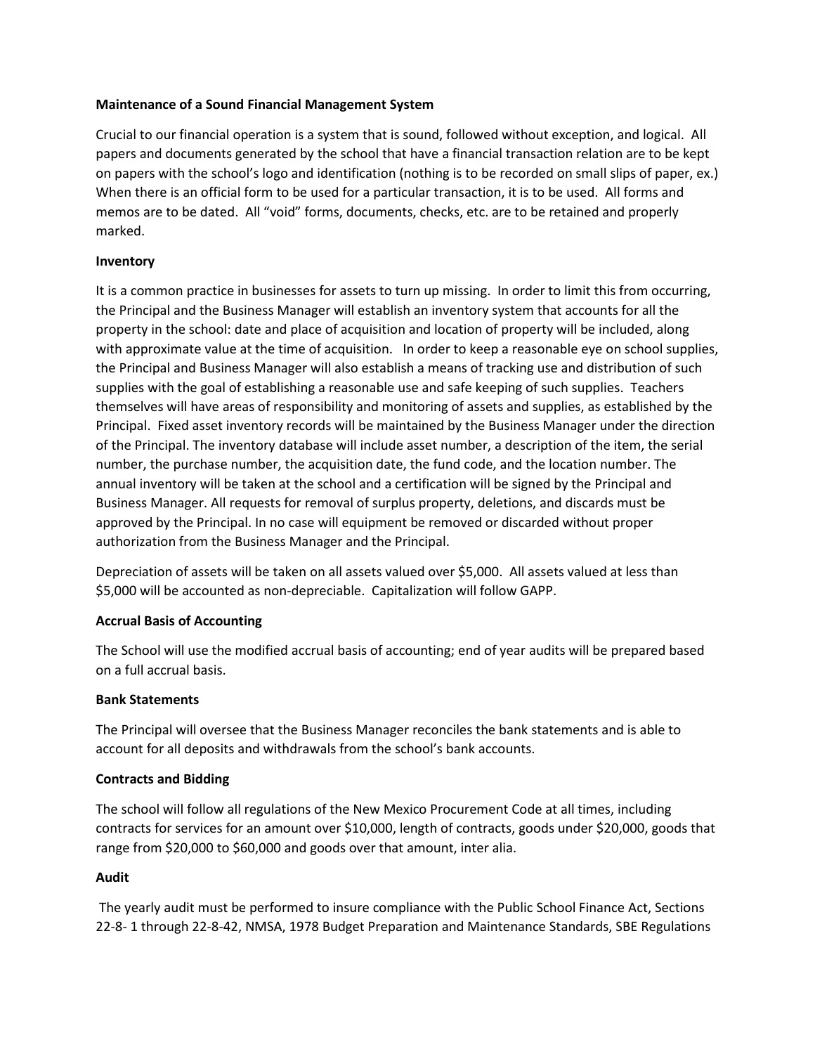**Maintenance of a Sound Financial Management System**

Crucial to our financial operation is a system that is sound, followed without exception, and logical. All papers and documents generated by the school that have a financial transaction relation are to be kept on papers with the school's logo and identification (nothing is to be recorded on small slips of paper, ex.) When there is an official form to be used for a particular transaction, it is to be used. All forms and memos are to be dated. All "void" forms, documents, checks, etc. are to be retained and properly marked.

**Inventory**

It is a common practice in businesses for assets to turn up missing. In order to limit this from occurring, the Principal and the Business Manager will establish an inventory system that accounts for all the property in the school: date and place of acquisition and location of property will be included, along with approximate value at the time of acquisition. In order to keep a reasonable eye on school supplies, the Principal and Business Manager will also establish a means of tracking use and distribution of such supplies with the goal of establishing a reasonable use and safe keeping of such supplies. Teachers themselves will have areas of responsibility and monitoring of assets and supplies, as established by the Principal. Fixed asset inventory records will be maintained by the Business Manager under the direction of the Principal. The inventory database will include asset number, a description of the item, the serial number, the purchase number, the acquisition date, the fund code, and the location number. The annual inventory will be taken at the school and a certification will be signed by the Principal and Business Manager. All requests for removal of surplus property, deletions, and discards must be approved by the Principal. In no case will equipment be removed or discarded without proper authorization from the Business Manager and the Principal.

Depreciation of assets will be taken on all assets valued over $5,000. All assets valued at less than $5,000 will be accounted as non-depreciable. Capitalization will follow GAPP.

**Accrual Basis of Accounting**

The School will use the modified accrual basis of accounting; end of year audits will be prepared based on a full accrual basis.

**Bank Statements**

The Principal will oversee that the Business Manager reconciles the bank statements and is able to account for all deposits and withdrawals from the school's bank accounts.

**Contracts and Bidding**

The school will follow all regulations of the New Mexico Procurement Code at all times, including contracts for services for an amount over $10,000, length of contracts, goods under $20,000, goods that range from $20,000 to $60,000 and goods over that amount, inter alia.

**Audit**

The yearly audit must be performed to insure compliance with the Public School Finance Act, Sections 22-8- 1 through 22-8-42, NMSA, 1978 Budget Preparation and Maintenance Standards, SBE Regulations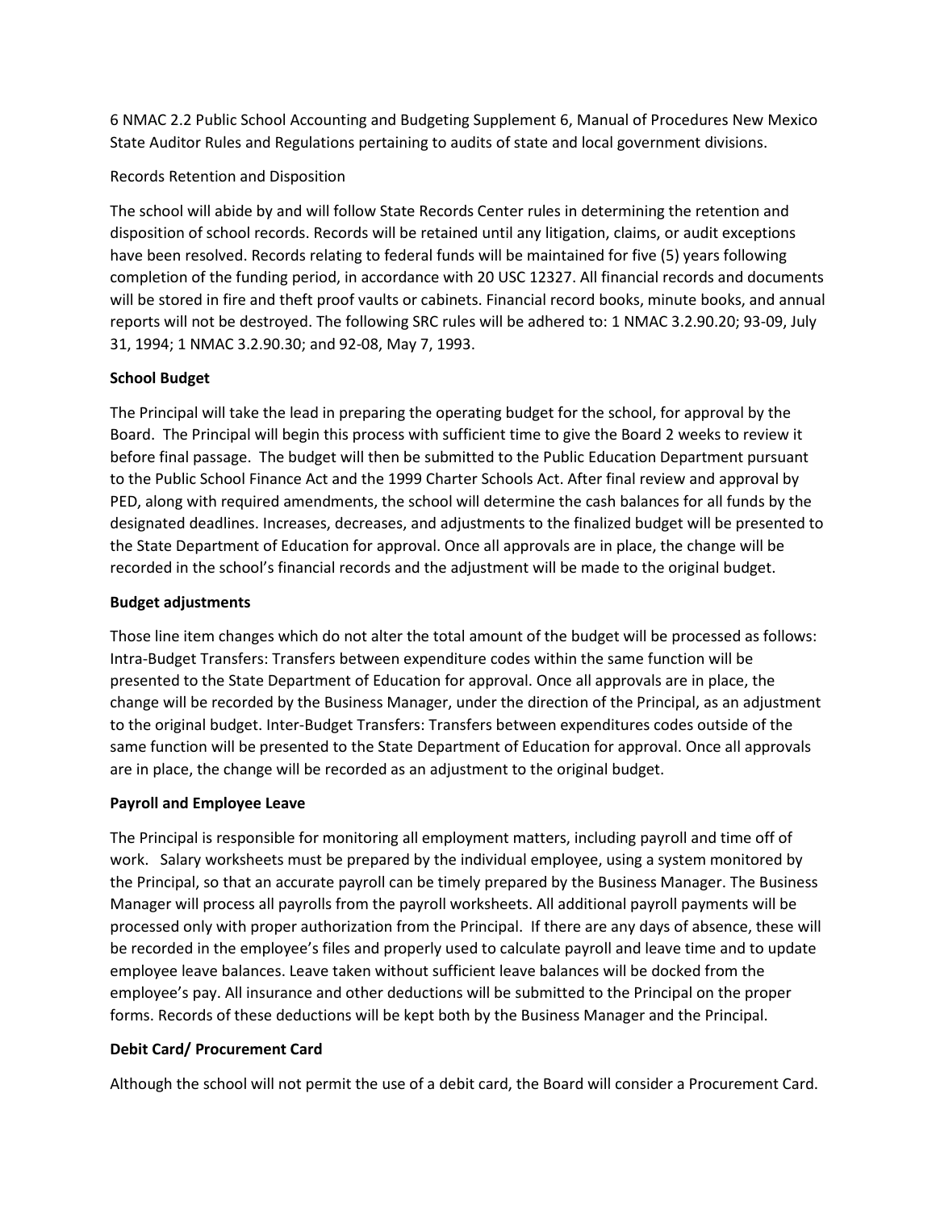6 NMAC 2.2 Public School Accounting and Budgeting Supplement 6, Manual of Procedures New Mexico State Auditor Rules and Regulations pertaining to audits of state and local government divisions.

Records Retention and Disposition

The school will abide by and will follow State Records Center rules in determining the retention and disposition of school records. Records will be retained until any litigation, claims, or audit exceptions have been resolved. Records relating to federal funds will be maintained for five (5) years following completion of the funding period, in accordance with 20 USC 12327. All financial records and documents will be stored in fire and theft proof vaults or cabinets. Financial record books, minute books, and annual reports will not be destroyed. The following SRC rules will be adhered to: 1 NMAC 3.2.90.20; 93-09, July 31, 1994; 1 NMAC 3.2.90.30; and 92-08, May 7, 1993.

**School Budget**

The Principal will take the lead in preparing the operating budget for the school, for approval by the Board. The Principal will begin this process with sufficient time to give the Board 2 weeks to review it before final passage. The budget will then be submitted to the Public Education Department pursuant to the Public School Finance Act and the 1999 Charter Schools Act. After final review and approval by PED, along with required amendments, the school will determine the cash balances for all funds by the designated deadlines. Increases, decreases, and adjustments to the finalized budget will be presented to the State Department of Education for approval. Once all approvals are in place, the change will be recorded in the school's financial records and the adjustment will be made to the original budget.

**Budget adjustments**

Those line item changes which do not alter the total amount of the budget will be processed as follows: Intra-Budget Transfers: Transfers between expenditure codes within the same function will be presented to the State Department of Education for approval. Once all approvals are in place, the change will be recorded by the Business Manager, under the direction of the Principal, as an adjustment to the original budget. Inter-Budget Transfers: Transfers between expenditures codes outside of the same function will be presented to the State Department of Education for approval. Once all approvals are in place, the change will be recorded as an adjustment to the original budget.

**Payroll and Employee Leave**

The Principal is responsible for monitoring all employment matters, including payroll and time off of work. Salary worksheets must be prepared by the individual employee, using a system monitored by the Principal, so that an accurate payroll can be timely prepared by the Business Manager. The Business Manager will process all payrolls from the payroll worksheets. All additional payroll payments will be processed only with proper authorization from the Principal. If there are any days of absence, these will be recorded in the employee's files and properly used to calculate payroll and leave time and to update employee leave balances. Leave taken without sufficient leave balances will be docked from the employee's pay. All insurance and other deductions will be submitted to the Principal on the proper forms. Records of these deductions will be kept both by the Business Manager and the Principal.

**Debit Card/ Procurement Card**

Although the school will not permit the use of a debit card, the Board will consider a Procurement Card.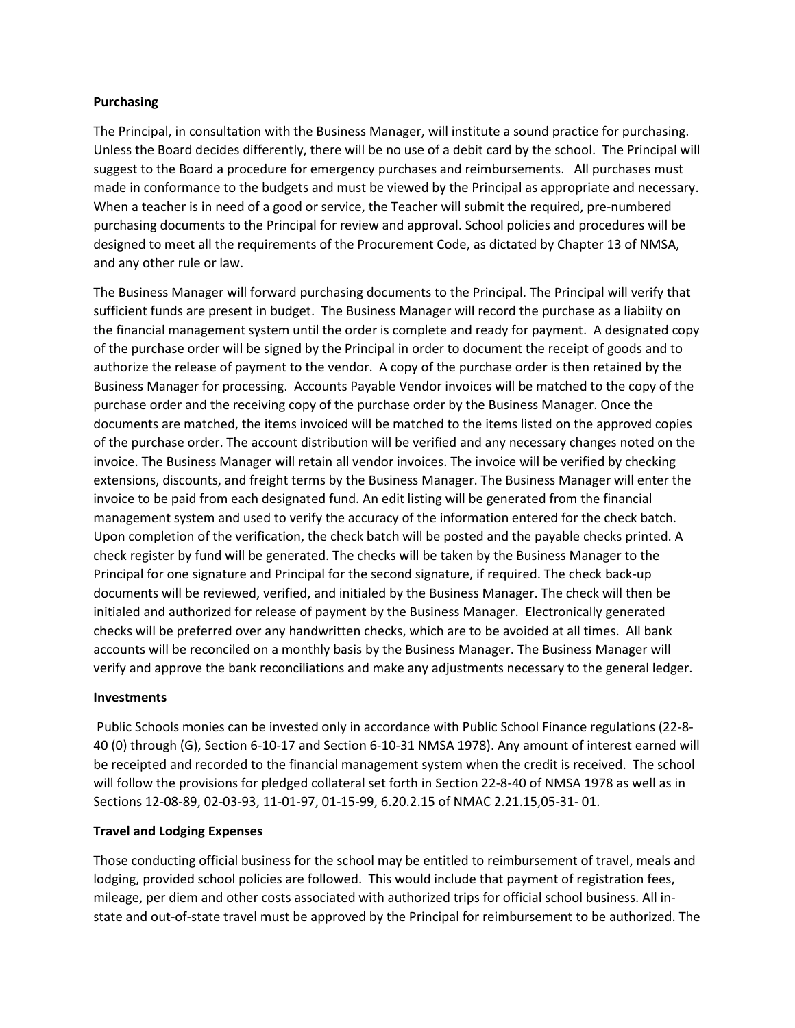**Purchasing**

The Principal, in consultation with the Business Manager, will institute a sound practice for purchasing. Unless the Board decides differently, there will be no use of a debit card by the school. The Principal will suggest to the Board a procedure for emergency purchases and reimbursements. All purchases must made in conformance to the budgets and must be viewed by the Principal as appropriate and necessary. When a teacher is in need of a good or service, the Teacher will submit the required, pre-numbered purchasing documents to the Principal for review and approval. School policies and procedures will be designed to meet all the requirements of the Procurement Code, as dictated by Chapter 13 of NMSA, and any other rule or law.

The Business Manager will forward purchasing documents to the Principal. The Principal will verify that sufficient funds are present in budget. The Business Manager will record the purchase as a liabiity on the financial management system until the order is complete and ready for payment. A designated copy of the purchase order will be signed by the Principal in order to document the receipt of goods and to authorize the release of payment to the vendor. A copy of the purchase order is then retained by the Business Manager for processing. Accounts Payable Vendor invoices will be matched to the copy of the purchase order and the receiving copy of the purchase order by the Business Manager. Once the documents are matched, the items invoiced will be matched to the items listed on the approved copies of the purchase order. The account distribution will be verified and any necessary changes noted on the invoice. The Business Manager will retain all vendor invoices. The invoice will be verified by checking extensions, discounts, and freight terms by the Business Manager. The Business Manager will enter the invoice to be paid from each designated fund. An edit listing will be generated from the financial management system and used to verify the accuracy of the information entered for the check batch. Upon completion of the verification, the check batch will be posted and the payable checks printed. A check register by fund will be generated. The checks will be taken by the Business Manager to the Principal for one signature and Principal for the second signature, if required. The check back-up documents will be reviewed, verified, and initialed by the Business Manager. The check will then be initialed and authorized for release of payment by the Business Manager. Electronically generated checks will be preferred over any handwritten checks, which are to be avoided at all times. All bank accounts will be reconciled on a monthly basis by the Business Manager. The Business Manager will verify and approve the bank reconciliations and make any adjustments necessary to the general ledger.

**Investments**

Public Schools monies can be invested only in accordance with Public School Finance regulations (22-8-40 (0) through (G), Section 6-10-17 and Section 6-10-31 NMSA 1978). Any amount of interest earned will be receipted and recorded to the financial management system when the credit is received. The school will follow the provisions for pledged collateral set forth in Section 22-8-40 of NMSA 1978 as well as in Sections 12-08-89, 02-03-93, 11-01-97, 01-15-99, 6.20.2.15 of NMAC 2.21.15,05-31- 01.

**Travel and Lodging Expenses**

Those conducting official business for the school may be entitled to reimbursement of travel, meals and lodging, provided school policies are followed. This would include that payment of registration fees, mileage, per diem and other costs associated with authorized trips for official school business. All in-state and out-of-state travel must be approved by the Principal for reimbursement to be authorized. The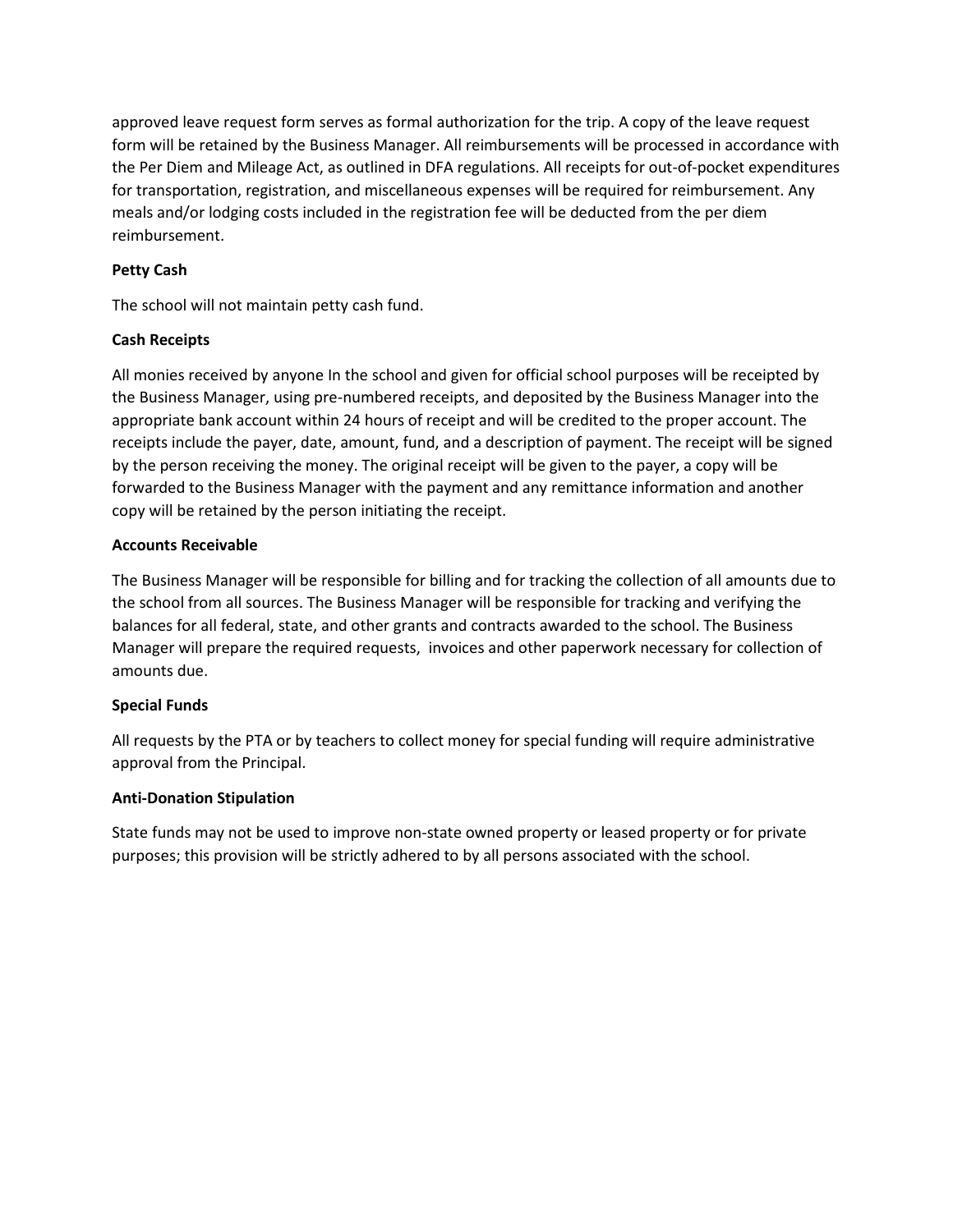approved leave request form serves as formal authorization for the trip. A copy of the leave request form will be retained by the Business Manager. All reimbursements will be processed in accordance with the Per Diem and Mileage Act, as outlined in DFA regulations. All receipts for out-of-pocket expenditures for transportation, registration, and miscellaneous expenses will be required for reimbursement. Any meals and/or lodging costs included in the registration fee will be deducted from the per diem reimbursement.

**Petty Cash**

The school will not maintain petty cash fund.

**Cash Receipts**

All monies received by anyone In the school and given for official school purposes will be receipted by the Business Manager, using pre-numbered receipts, and deposited by the Business Manager into the appropriate bank account within 24 hours of receipt and will be credited to the proper account. The receipts include the payer, date, amount, fund, and a description of payment. The receipt will be signed by the person receiving the money. The original receipt will be given to the payer, a copy will be forwarded to the Business Manager with the payment and any remittance information and another copy will be retained by the person initiating the receipt.

**Accounts Receivable**

The Business Manager will be responsible for billing and for tracking the collection of all amounts due to the school from all sources. The Business Manager will be responsible for tracking and verifying the balances for all federal, state, and other grants and contracts awarded to the school. The Business Manager will prepare the required requests, invoices and other paperwork necessary for collection of amounts due.

**Special Funds**

All requests by the PTA or by teachers to collect money for special funding will require administrative approval from the Principal.

**Anti-Donation Stipulation**

State funds may not be used to improve non-state owned property or leased property or for private purposes; this provision will be strictly adhered to by all persons associated with the school.